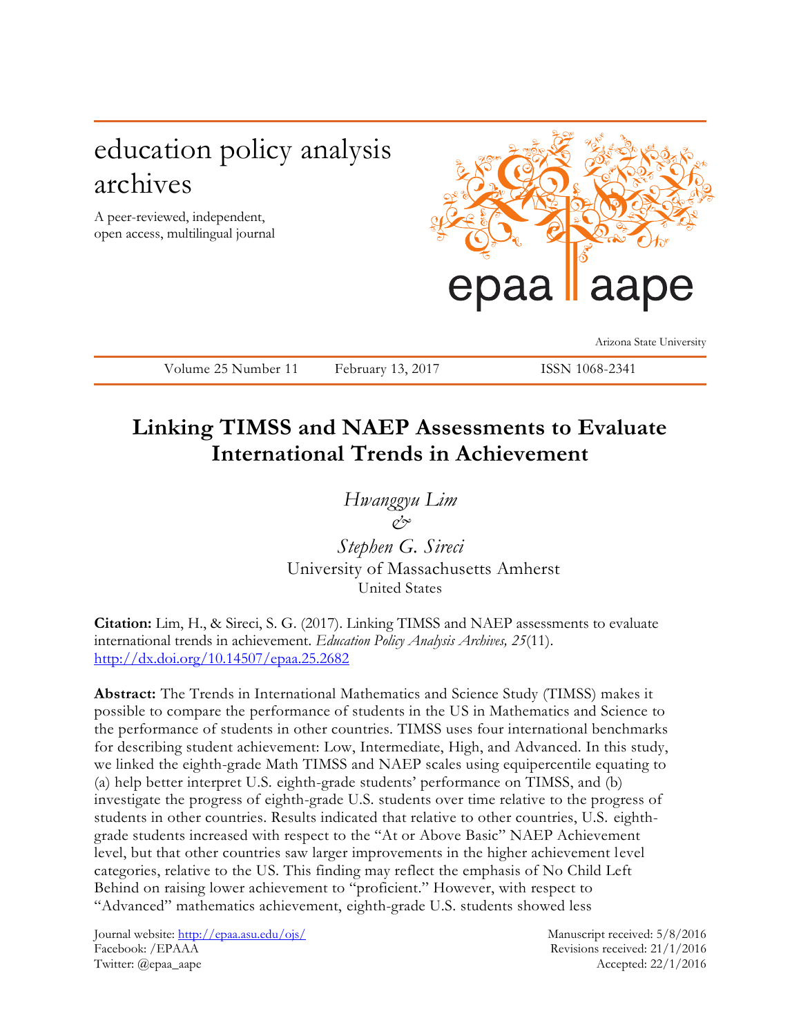education policy analysis archives

A peer-reviewed, independent, open access, multilingual journal

epaa aape

Arizona State University

Volume 25 Number 11 February 13, 2017 ISSN 1068-2341

# Linking TIMSS and NAEP Assessments to Evaluate International Trends in Achievement

*Hwanggyu Lim*
*&*
*Stephen G. Sireci*
University of Massachusetts Amherst
United States

**Citation:** Lim, H., & Sireci, S. G. (2017). Linking TIMSS and NAEP assessments to evaluate international trends in achievement. *Education Policy Analysis Archives, 25*(11). http://dx.doi.org/10.14507/epaa.25.2682

**Abstract:** The Trends in International Mathematics and Science Study (TIMSS) makes it possible to compare the performance of students in the US in Mathematics and Science to the performance of students in other countries. TIMSS uses four international benchmarks for describing student achievement: Low, Intermediate, High, and Advanced. In this study, we linked the eighth-grade Math TIMSS and NAEP scales using equipercentile equating to (a) help better interpret U.S. eighth-grade students' performance on TIMSS, and (b) investigate the progress of eighth-grade U.S. students over time relative to the progress of students in other countries. Results indicated that relative to other countries, U.S. eighth-grade students increased with respect to the "At or Above Basic" NAEP Achievement level, but that other countries saw larger improvements in the higher achievement level categories, relative to the US. This finding may reflect the emphasis of No Child Left Behind on raising lower achievement to "proficient." However, with respect to "Advanced" mathematics achievement, eighth-grade U.S. students showed less

Journal website: http://epaa.asu.edu/ojs/
Facebook: /EPAAA
Twitter: @epaa_aape

Manuscript received: 5/8/2016
Revisions received: 21/1/2016
Accepted: 22/1/2016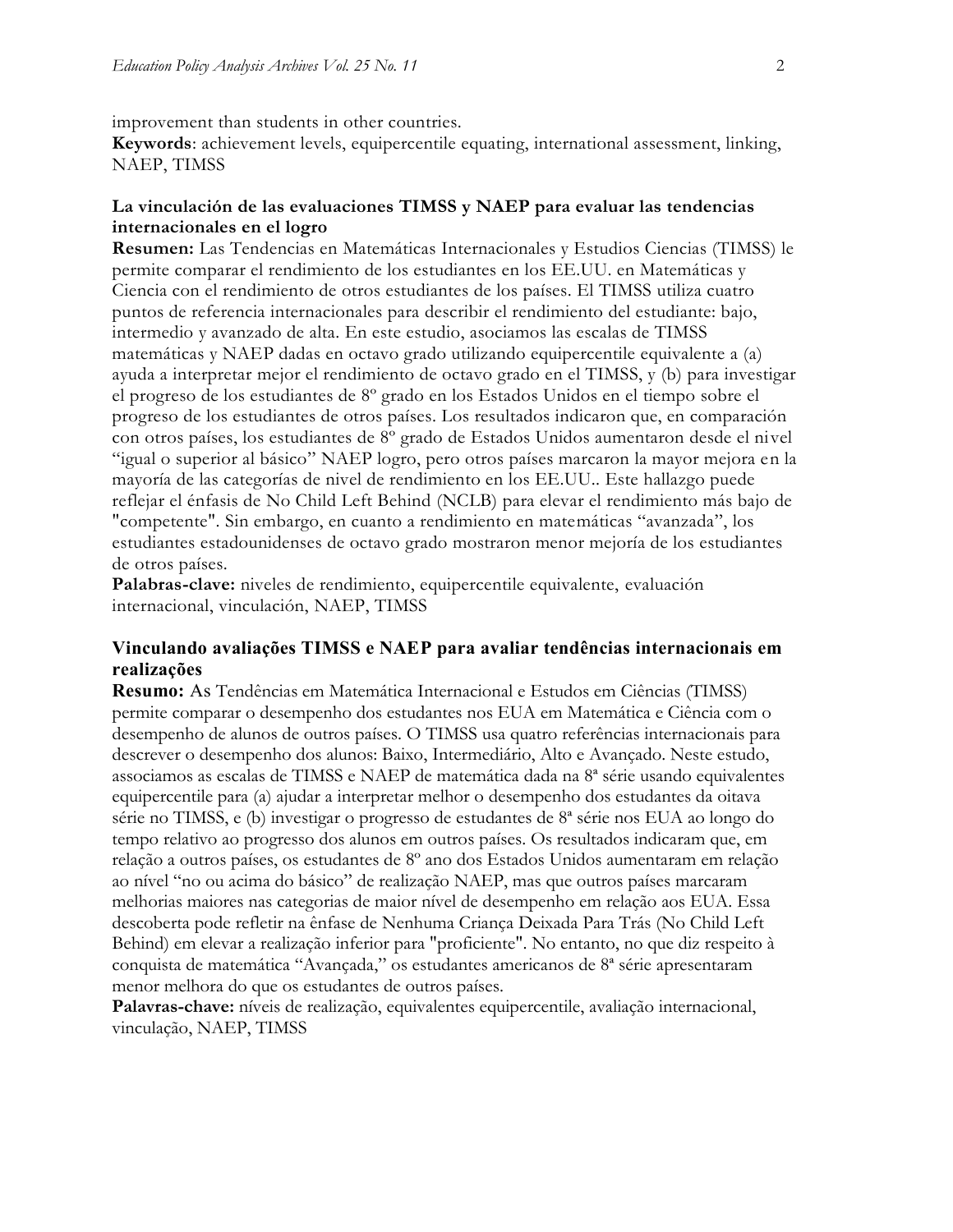improvement than students in other countries.
**Keywords**: achievement levels, equipercentile equating, international assessment, linking, NAEP, TIMSS

### La vinculación de las evaluaciones TIMSS y NAEP para evaluar las tendencias internacionales en el logro

**Resumen:** Las Tendencias en Matemáticas Internacionales y Estudios Ciencias (TIMSS) le permite comparar el rendimiento de los estudiantes en los EE.UU. en Matemáticas y Ciencia con el rendimiento de otros estudiantes de los países. El TIMSS utiliza cuatro puntos de referencia internacionales para describir el rendimiento del estudiante: bajo, intermedio y avanzado de alta. En este estudio, asociamos las escalas de TIMSS matemáticas y NAEP dadas en octavo grado utilizando equipercentile equivalente a (a) ayuda a interpretar mejor el rendimiento de octavo grado en el TIMSS, y (b) para investigar el progreso de los estudiantes de 8º grado en los Estados Unidos en el tiempo sobre el progreso de los estudiantes de otros países. Los resultados indicaron que, en comparación con otros países, los estudiantes de 8º grado de Estados Unidos aumentaron desde el nivel "igual o superior al básico" NAEP logro, pero otros países marcaron la mayor mejora en la mayoría de las categorías de nivel de rendimiento en los EE.UU.. Este hallazgo puede reflejar el énfasis de No Child Left Behind (NCLB) para elevar el rendimiento más bajo de "competente". Sin embargo, en cuanto a rendimiento en matemáticas "avanzada", los estudiantes estadounidenses de octavo grado mostraron menor mejoría de los estudiantes de otros países.
**Palabras-clave:** niveles de rendimiento, equipercentile equivalente, evaluación internacional, vinculación, NAEP, TIMSS

### Vinculando avaliações TIMSS e NAEP para avaliar tendências internacionais em realizações

**Resumo:** As Tendências em Matemática Internacional e Estudos em Ciências (TIMSS) permite comparar o desempenho dos estudantes nos EUA em Matemática e Ciência com o desempenho de alunos de outros países. O TIMSS usa quatro referências internacionais para descrever o desempenho dos alunos: Baixo, Intermediário, Alto e Avançado. Neste estudo, associamos as escalas de TIMSS e NAEP de matemática dada na 8ª série usando equivalentes equipercentile para (a) ajudar a interpretar melhor o desempenho dos estudantes da oitava série no TIMSS, e (b) investigar o progresso de estudantes de 8ª série nos EUA ao longo do tempo relativo ao progresso dos alunos em outros países. Os resultados indicaram que, em relação a outros países, os estudantes de 8º ano dos Estados Unidos aumentaram em relação ao nível "no ou acima do básico" de realização NAEP, mas que outros países marcaram melhorias maiores nas categorias de maior nível de desempenho em relação aos EUA. Essa descoberta pode refletir na ênfase de Nenhuma Criança Deixada Para Trás (No Child Left Behind) em elevar a realização inferior para "proficiente". No entanto, no que diz respeito à conquista de matemática "Avançada," os estudantes americanos de 8ª série apresentaram menor melhora do que os estudantes de outros países.
**Palavras-chave:** níveis de realização, equivalentes equipercentile, avaliação internacional, vinculação, NAEP, TIMSS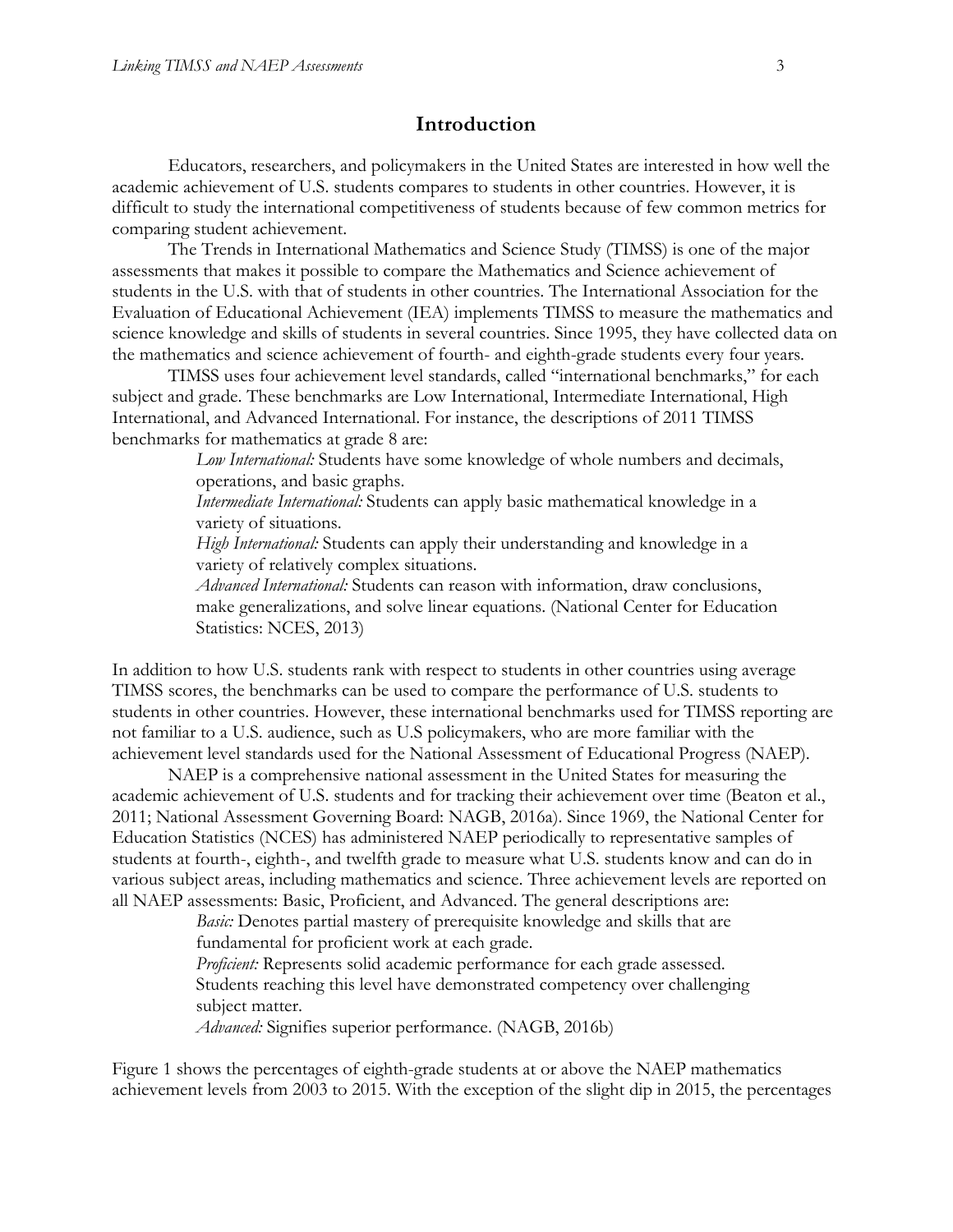## Introduction

Educators, researchers, and policymakers in the United States are interested in how well the academic achievement of U.S. students compares to students in other countries. However, it is difficult to study the international competitiveness of students because of few common metrics for comparing student achievement.

The Trends in International Mathematics and Science Study (TIMSS) is one of the major assessments that makes it possible to compare the Mathematics and Science achievement of students in the U.S. with that of students in other countries. The International Association for the Evaluation of Educational Achievement (IEA) implements TIMSS to measure the mathematics and science knowledge and skills of students in several countries. Since 1995, they have collected data on the mathematics and science achievement of fourth- and eighth-grade students every four years.

TIMSS uses four achievement level standards, called "international benchmarks," for each subject and grade. These benchmarks are Low International, Intermediate International, High International, and Advanced International. For instance, the descriptions of 2011 TIMSS benchmarks for mathematics at grade 8 are:

> *Low International:* Students have some knowledge of whole numbers and decimals, operations, and basic graphs.
>
> *Intermediate International:* Students can apply basic mathematical knowledge in a variety of situations.
>
> *High International:* Students can apply their understanding and knowledge in a variety of relatively complex situations.
>
> *Advanced International:* Students can reason with information, draw conclusions, make generalizations, and solve linear equations. (National Center for Education Statistics: NCES, 2013)

In addition to how U.S. students rank with respect to students in other countries using average TIMSS scores, the benchmarks can be used to compare the performance of U.S. students to students in other countries. However, these international benchmarks used for TIMSS reporting are not familiar to a U.S. audience, such as U.S policymakers, who are more familiar with the achievement level standards used for the National Assessment of Educational Progress (NAEP).

NAEP is a comprehensive national assessment in the United States for measuring the academic achievement of U.S. students and for tracking their achievement over time (Beaton et al., 2011; National Assessment Governing Board: NAGB, 2016a). Since 1969, the National Center for Education Statistics (NCES) has administered NAEP periodically to representative samples of students at fourth-, eighth-, and twelfth grade to measure what U.S. students know and can do in various subject areas, including mathematics and science. Three achievement levels are reported on all NAEP assessments: Basic, Proficient, and Advanced. The general descriptions are:

> *Basic:* Denotes partial mastery of prerequisite knowledge and skills that are fundamental for proficient work at each grade.
>
> *Proficient:* Represents solid academic performance for each grade assessed. Students reaching this level have demonstrated competency over challenging subject matter.
>
> *Advanced:* Signifies superior performance. (NAGB, 2016b)

Figure 1 shows the percentages of eighth-grade students at or above the NAEP mathematics achievement levels from 2003 to 2015. With the exception of the slight dip in 2015, the percentages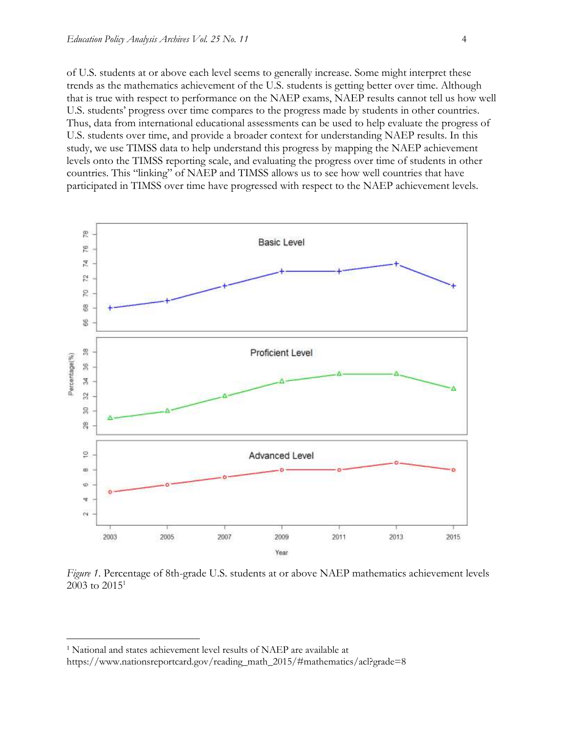of U.S. students at or above each level seems to generally increase. Some might interpret these trends as the mathematics achievement of the U.S. students is getting better over time. Although that is true with respect to performance on the NAEP exams, NAEP results cannot tell us how well U.S. students' progress over time compares to the progress made by students in other countries. Thus, data from international educational assessments can be used to help evaluate the progress of U.S. students over time, and provide a broader context for understanding NAEP results. In this study, we use TIMSS data to help understand this progress by mapping the NAEP achievement levels onto the TIMSS reporting scale, and evaluating the progress over time of students in other countries. This "linking" of NAEP and TIMSS allows us to see how well countries that have participated in TIMSS over time have progressed with respect to the NAEP achievement levels.

*Figure 1*. Percentage of 8th-grade U.S. students at or above NAEP mathematics achievement levels 2003 to 2015[1]

[1] National and states achievement level results of NAEP are available at https://www.nationsreportcard.gov/reading_math_2015/#mathematics/acl?grade=8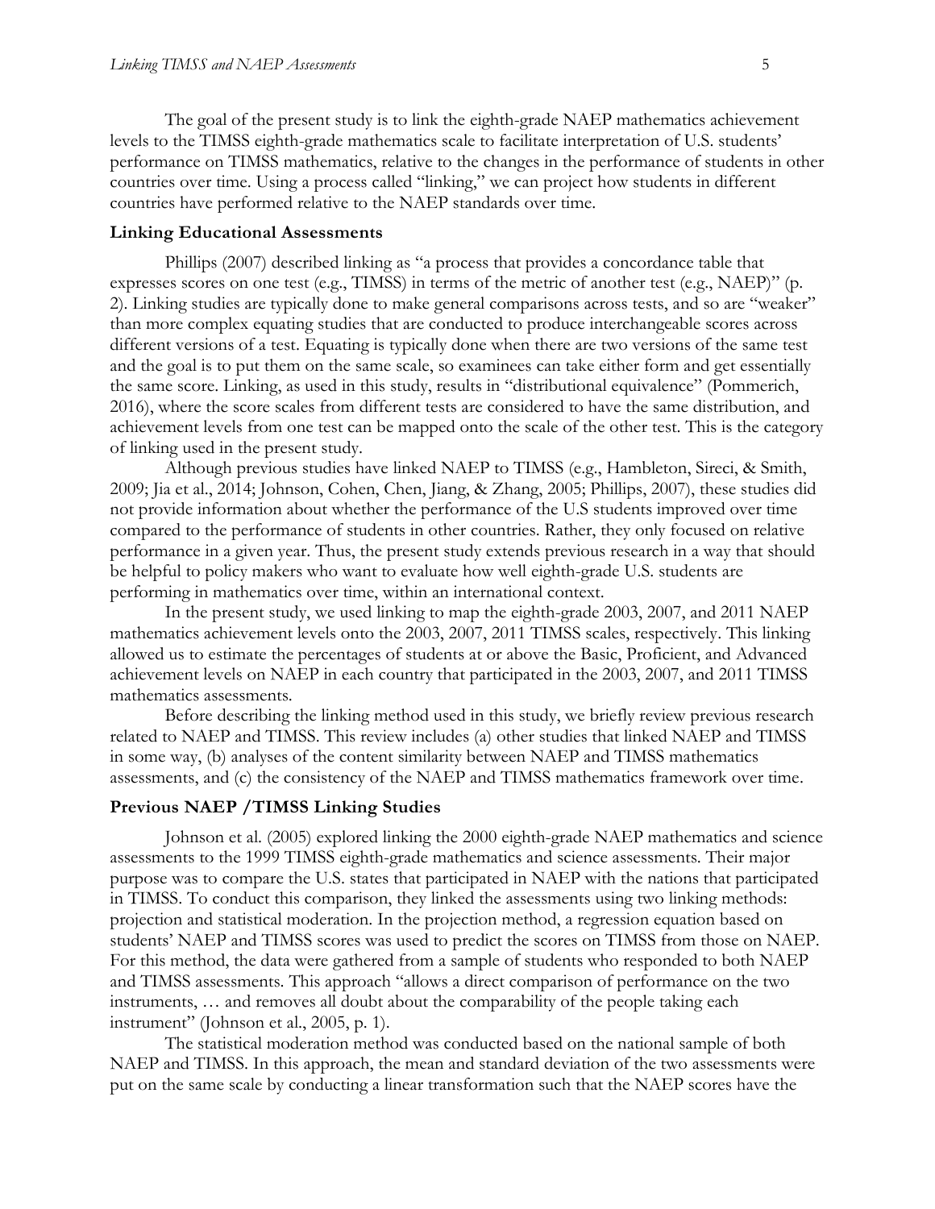The goal of the present study is to link the eighth-grade NAEP mathematics achievement levels to the TIMSS eighth-grade mathematics scale to facilitate interpretation of U.S. students' performance on TIMSS mathematics, relative to the changes in the performance of students in other countries over time. Using a process called "linking," we can project how students in different countries have performed relative to the NAEP standards over time.

### Linking Educational Assessments

Phillips (2007) described linking as "a process that provides a concordance table that expresses scores on one test (e.g., TIMSS) in terms of the metric of another test (e.g., NAEP)" (p. 2). Linking studies are typically done to make general comparisons across tests, and so are "weaker" than more complex equating studies that are conducted to produce interchangeable scores across different versions of a test. Equating is typically done when there are two versions of the same test and the goal is to put them on the same scale, so examinees can take either form and get essentially the same score. Linking, as used in this study, results in "distributional equivalence" (Pommerich, 2016), where the score scales from different tests are considered to have the same distribution, and achievement levels from one test can be mapped onto the scale of the other test. This is the category of linking used in the present study.

Although previous studies have linked NAEP to TIMSS (e.g., Hambleton, Sireci, & Smith, 2009; Jia et al., 2014; Johnson, Cohen, Chen, Jiang, & Zhang, 2005; Phillips, 2007), these studies did not provide information about whether the performance of the U.S students improved over time compared to the performance of students in other countries. Rather, they only focused on relative performance in a given year. Thus, the present study extends previous research in a way that should be helpful to policy makers who want to evaluate how well eighth-grade U.S. students are performing in mathematics over time, within an international context.

In the present study, we used linking to map the eighth-grade 2003, 2007, and 2011 NAEP mathematics achievement levels onto the 2003, 2007, 2011 TIMSS scales, respectively. This linking allowed us to estimate the percentages of students at or above the Basic, Proficient, and Advanced achievement levels on NAEP in each country that participated in the 2003, 2007, and 2011 TIMSS mathematics assessments.

Before describing the linking method used in this study, we briefly review previous research related to NAEP and TIMSS. This review includes (a) other studies that linked NAEP and TIMSS in some way, (b) analyses of the content similarity between NAEP and TIMSS mathematics assessments, and (c) the consistency of the NAEP and TIMSS mathematics framework over time.

### Previous NAEP /TIMSS Linking Studies

Johnson et al. (2005) explored linking the 2000 eighth-grade NAEP mathematics and science assessments to the 1999 TIMSS eighth-grade mathematics and science assessments. Their major purpose was to compare the U.S. states that participated in NAEP with the nations that participated in TIMSS. To conduct this comparison, they linked the assessments using two linking methods: projection and statistical moderation. In the projection method, a regression equation based on students' NAEP and TIMSS scores was used to predict the scores on TIMSS from those on NAEP. For this method, the data were gathered from a sample of students who responded to both NAEP and TIMSS assessments. This approach "allows a direct comparison of performance on the two instruments, … and removes all doubt about the comparability of the people taking each instrument" (Johnson et al., 2005, p. 1).

The statistical moderation method was conducted based on the national sample of both NAEP and TIMSS. In this approach, the mean and standard deviation of the two assessments were put on the same scale by conducting a linear transformation such that the NAEP scores have the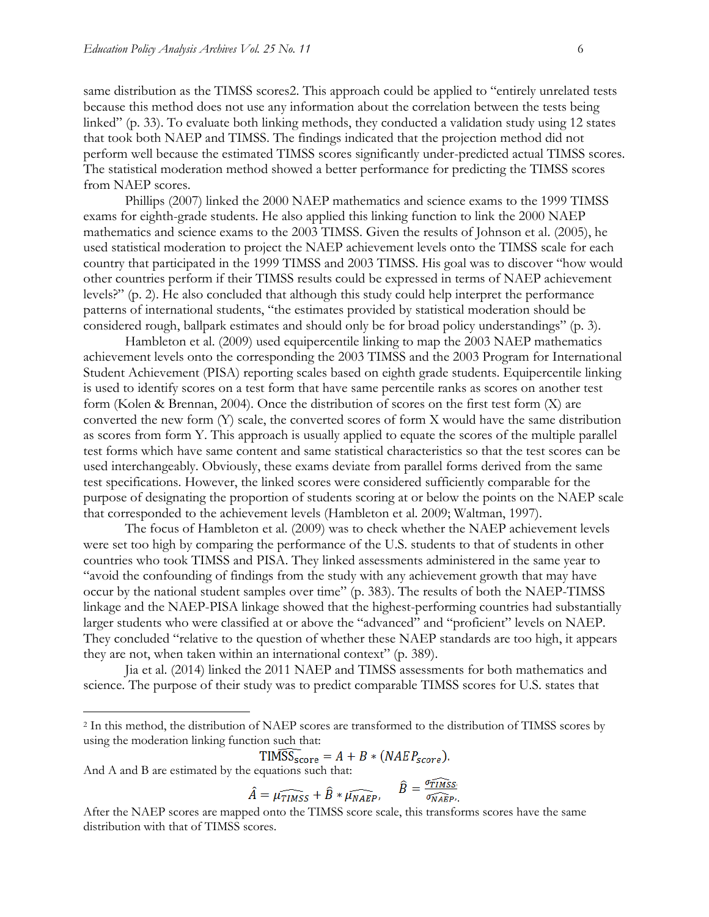same distribution as the TIMSS scores[2]. This approach could be applied to "entirely unrelated tests because this method does not use any information about the correlation between the tests being linked" (p. 33). To evaluate both linking methods, they conducted a validation study using 12 states that took both NAEP and TIMSS. The findings indicated that the projection method did not perform well because the estimated TIMSS scores significantly under-predicted actual TIMSS scores. The statistical moderation method showed a better performance for predicting the TIMSS scores from NAEP scores.

Phillips (2007) linked the 2000 NAEP mathematics and science exams to the 1999 TIMSS exams for eighth-grade students. He also applied this linking function to link the 2000 NAEP mathematics and science exams to the 2003 TIMSS. Given the results of Johnson et al. (2005), he used statistical moderation to project the NAEP achievement levels onto the TIMSS scale for each country that participated in the 1999 TIMSS and 2003 TIMSS. His goal was to discover "how would other countries perform if their TIMSS results could be expressed in terms of NAEP achievement levels?" (p. 2). He also concluded that although this study could help interpret the performance patterns of international students, "the estimates provided by statistical moderation should be considered rough, ballpark estimates and should only be for broad policy understandings" (p. 3).

Hambleton et al. (2009) used equipercentile linking to map the 2003 NAEP mathematics achievement levels onto the corresponding the 2003 TIMSS and the 2003 Program for International Student Achievement (PISA) reporting scales based on eighth grade students. Equipercentile linking is used to identify scores on a test form that have same percentile ranks as scores on another test form (Kolen & Brennan, 2004). Once the distribution of scores on the first test form (X) are converted the new form (Y) scale, the converted scores of form X would have the same distribution as scores from form Y. This approach is usually applied to equate the scores of the multiple parallel test forms which have same content and same statistical characteristics so that the test scores can be used interchangeably. Obviously, these exams deviate from parallel forms derived from the same test specifications. However, the linked scores were considered sufficiently comparable for the purpose of designating the proportion of students scoring at or below the points on the NAEP scale that corresponded to the achievement levels (Hambleton et al. 2009; Waltman, 1997).

The focus of Hambleton et al. (2009) was to check whether the NAEP achievement levels were set too high by comparing the performance of the U.S. students to that of students in other countries who took TIMSS and PISA. They linked assessments administered in the same year to "avoid the confounding of findings from the study with any achievement growth that may have occur by the national student samples over time" (p. 383). The results of both the NAEP-TIMSS linkage and the NAEP-PISA linkage showed that the highest-performing countries had substantially larger students who were classified at or above the "advanced" and "proficient" levels on NAEP. They concluded "relative to the question of whether these NAEP standards are too high, it appears they are not, when taken within an international context" (p. 389).

Jia et al. (2014) linked the 2011 NAEP and TIMSS assessments for both mathematics and science. The purpose of their study was to predict comparable TIMSS scores for U.S. states that

---

[2] In this method, the distribution of NAEP scores are transformed to the distribution of TIMSS scores by using the moderation linking function such that:

$$\widehat{\text{TIMSS}}_{\text{score}} = A + B * (NAEP_{score}).$$

And A and B are estimated by the equations such that:

$$\hat{A} = \widehat{\mu_{TIMSS}} + \hat{B} * \widehat{\mu_{NAEP}}, \quad \hat{B} = \frac{\widehat{\sigma_{TIMSS}}}{\widehat{\sigma_{NAEP}}}.$$

After the NAEP scores are mapped onto the TIMSS score scale, this transforms scores have the same distribution with that of TIMSS scores.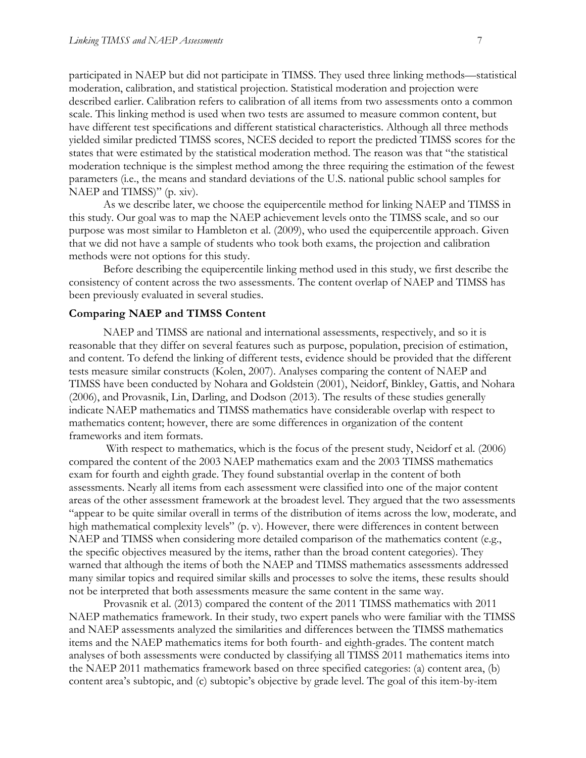participated in NAEP but did not participate in TIMSS. They used three linking methods—statistical moderation, calibration, and statistical projection. Statistical moderation and projection were described earlier. Calibration refers to calibration of all items from two assessments onto a common scale. This linking method is used when two tests are assumed to measure common content, but have different test specifications and different statistical characteristics. Although all three methods yielded similar predicted TIMSS scores, NCES decided to report the predicted TIMSS scores for the states that were estimated by the statistical moderation method. The reason was that "the statistical moderation technique is the simplest method among the three requiring the estimation of the fewest parameters (i.e., the means and standard deviations of the U.S. national public school samples for NAEP and TIMSS)" (p. xiv).

As we describe later, we choose the equipercentile method for linking NAEP and TIMSS in this study. Our goal was to map the NAEP achievement levels onto the TIMSS scale, and so our purpose was most similar to Hambleton et al. (2009), who used the equipercentile approach. Given that we did not have a sample of students who took both exams, the projection and calibration methods were not options for this study.

Before describing the equipercentile linking method used in this study, we first describe the consistency of content across the two assessments. The content overlap of NAEP and TIMSS has been previously evaluated in several studies.

### Comparing NAEP and TIMSS Content

NAEP and TIMSS are national and international assessments, respectively, and so it is reasonable that they differ on several features such as purpose, population, precision of estimation, and content. To defend the linking of different tests, evidence should be provided that the different tests measure similar constructs (Kolen, 2007). Analyses comparing the content of NAEP and TIMSS have been conducted by Nohara and Goldstein (2001), Neidorf, Binkley, Gattis, and Nohara (2006), and Provasnik, Lin, Darling, and Dodson (2013). The results of these studies generally indicate NAEP mathematics and TIMSS mathematics have considerable overlap with respect to mathematics content; however, there are some differences in organization of the content frameworks and item formats.

With respect to mathematics, which is the focus of the present study, Neidorf et al. (2006) compared the content of the 2003 NAEP mathematics exam and the 2003 TIMSS mathematics exam for fourth and eighth grade. They found substantial overlap in the content of both assessments. Nearly all items from each assessment were classified into one of the major content areas of the other assessment framework at the broadest level. They argued that the two assessments "appear to be quite similar overall in terms of the distribution of items across the low, moderate, and high mathematical complexity levels" (p. v). However, there were differences in content between NAEP and TIMSS when considering more detailed comparison of the mathematics content (e.g., the specific objectives measured by the items, rather than the broad content categories). They warned that although the items of both the NAEP and TIMSS mathematics assessments addressed many similar topics and required similar skills and processes to solve the items, these results should not be interpreted that both assessments measure the same content in the same way.

Provasnik et al. (2013) compared the content of the 2011 TIMSS mathematics with 2011 NAEP mathematics framework. In their study, two expert panels who were familiar with the TIMSS and NAEP assessments analyzed the similarities and differences between the TIMSS mathematics items and the NAEP mathematics items for both fourth- and eighth-grades. The content match analyses of both assessments were conducted by classifying all TIMSS 2011 mathematics items into the NAEP 2011 mathematics framework based on three specified categories: (a) content area, (b) content area's subtopic, and (c) subtopic's objective by grade level. The goal of this item-by-item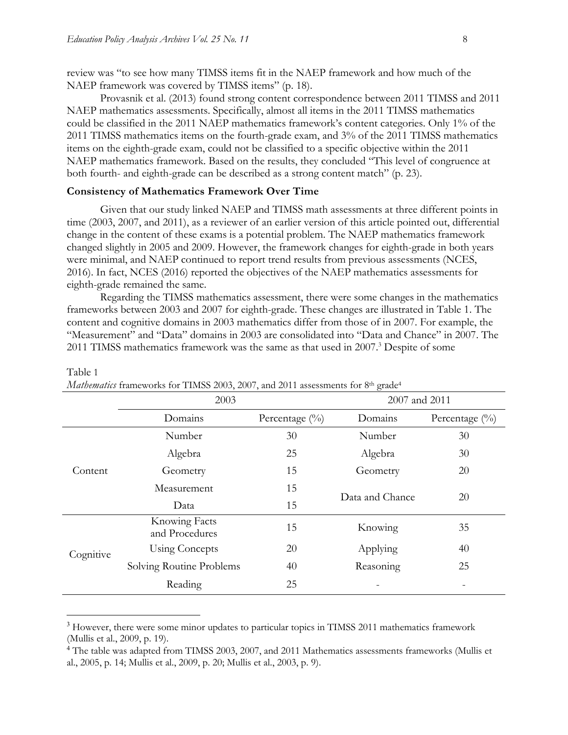review was "to see how many TIMSS items fit in the NAEP framework and how much of the NAEP framework was covered by TIMSS items" (p. 18).

Provasnik et al. (2013) found strong content correspondence between 2011 TIMSS and 2011 NAEP mathematics assessments. Specifically, almost all items in the 2011 TIMSS mathematics could be classified in the 2011 NAEP mathematics framework's content categories. Only 1% of the 2011 TIMSS mathematics items on the fourth-grade exam, and 3% of the 2011 TIMSS mathematics items on the eighth-grade exam, could not be classified to a specific objective within the 2011 NAEP mathematics framework. Based on the results, they concluded "This level of congruence at both fourth- and eighth-grade can be described as a strong content match" (p. 23).

**Consistency of Mathematics Framework Over Time**

Given that our study linked NAEP and TIMSS math assessments at three different points in time (2003, 2007, and 2011), as a reviewer of an earlier version of this article pointed out, differential change in the content of these exams is a potential problem. The NAEP mathematics framework changed slightly in 2005 and 2009. However, the framework changes for eighth-grade in both years were minimal, and NAEP continued to report trend results from previous assessments (NCES, 2016). In fact, NCES (2016) reported the objectives of the NAEP mathematics assessments for eighth-grade remained the same.

Regarding the TIMSS mathematics assessment, there were some changes in the mathematics frameworks between 2003 and 2007 for eighth-grade. These changes are illustrated in Table 1. The content and cognitive domains in 2003 mathematics differ from those of in 2007. For example, the "Measurement" and "Data" domains in 2003 are consolidated into "Data and Chance" in 2007. The 2011 TIMSS mathematics framework was the same as that used in 2007.[3] Despite of some

Table 1
*Mathematics* frameworks for TIMSS 2003, 2007, and 2011 assessments for 8th grade[4]

| | 2003 | | 2007 and 2011 | |
|---|---|---|---|---|
| | Domains | Percentage (%) | Domains | Percentage (%) |
| Content | Number | 30 | Number | 30 |
| | Algebra | 25 | Algebra | 30 |
| | Geometry | 15 | Geometry | 20 |
| | Measurement | 15 | Data and Chance | 20 |
| | Data | 15 | | |
| Cognitive | Knowing Facts and Procedures | 15 | Knowing | 35 |
| | Using Concepts | 20 | Applying | 40 |
| | Solving Routine Problems | 40 | Reasoning | 25 |
| | Reading | 25 | - | - |

[3] However, there were some minor updates to particular topics in TIMSS 2011 mathematics framework (Mullis et al., 2009, p. 19).

[4] The table was adapted from TIMSS 2003, 2007, and 2011 Mathematics assessments frameworks (Mullis et al., 2005, p. 14; Mullis et al., 2009, p. 20; Mullis et al., 2003, p. 9).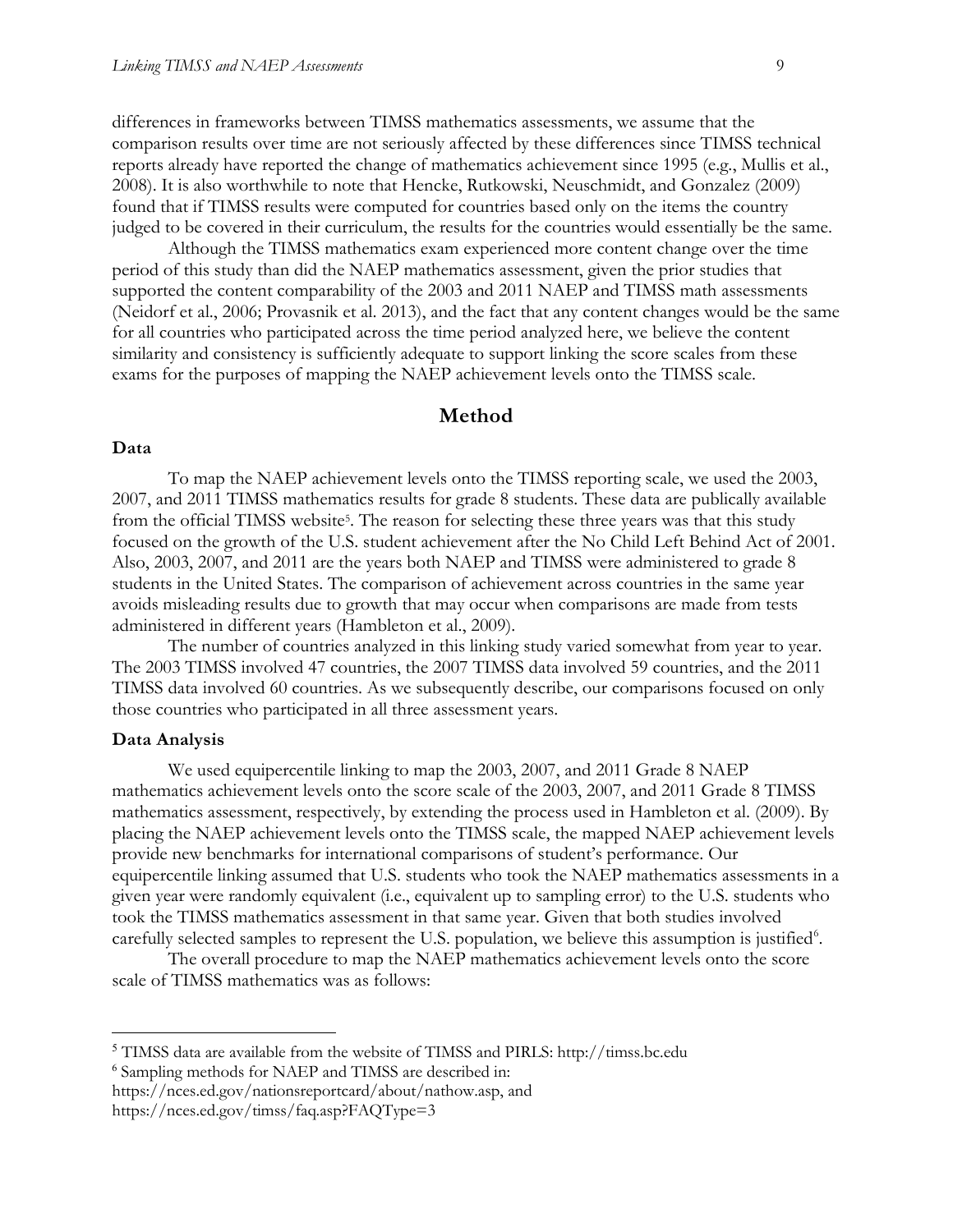differences in frameworks between TIMSS mathematics assessments, we assume that the comparison results over time are not seriously affected by these differences since TIMSS technical reports already have reported the change of mathematics achievement since 1995 (e.g., Mullis et al., 2008). It is also worthwhile to note that Hencke, Rutkowski, Neuschmidt, and Gonzalez (2009) found that if TIMSS results were computed for countries based only on the items the country judged to be covered in their curriculum, the results for the countries would essentially be the same.

Although the TIMSS mathematics exam experienced more content change over the time period of this study than did the NAEP mathematics assessment, given the prior studies that supported the content comparability of the 2003 and 2011 NAEP and TIMSS math assessments (Neidorf et al., 2006; Provasnik et al. 2013), and the fact that any content changes would be the same for all countries who participated across the time period analyzed here, we believe the content similarity and consistency is sufficiently adequate to support linking the score scales from these exams for the purposes of mapping the NAEP achievement levels onto the TIMSS scale.

## Method

### Data

To map the NAEP achievement levels onto the TIMSS reporting scale, we used the 2003, 2007, and 2011 TIMSS mathematics results for grade 8 students. These data are publically available from the official TIMSS website[5]. The reason for selecting these three years was that this study focused on the growth of the U.S. student achievement after the No Child Left Behind Act of 2001. Also, 2003, 2007, and 2011 are the years both NAEP and TIMSS were administered to grade 8 students in the United States. The comparison of achievement across countries in the same year avoids misleading results due to growth that may occur when comparisons are made from tests administered in different years (Hambleton et al., 2009).

The number of countries analyzed in this linking study varied somewhat from year to year. The 2003 TIMSS involved 47 countries, the 2007 TIMSS data involved 59 countries, and the 2011 TIMSS data involved 60 countries. As we subsequently describe, our comparisons focused on only those countries who participated in all three assessment years.

### Data Analysis

We used equipercentile linking to map the 2003, 2007, and 2011 Grade 8 NAEP mathematics achievement levels onto the score scale of the 2003, 2007, and 2011 Grade 8 TIMSS mathematics assessment, respectively, by extending the process used in Hambleton et al. (2009). By placing the NAEP achievement levels onto the TIMSS scale, the mapped NAEP achievement levels provide new benchmarks for international comparisons of student's performance. Our equipercentile linking assumed that U.S. students who took the NAEP mathematics assessments in a given year were randomly equivalent (i.e., equivalent up to sampling error) to the U.S. students who took the TIMSS mathematics assessment in that same year. Given that both studies involved carefully selected samples to represent the U.S. population, we believe this assumption is justified[6].

The overall procedure to map the NAEP mathematics achievement levels onto the score scale of TIMSS mathematics was as follows:

---

[5] TIMSS data are available from the website of TIMSS and PIRLS: http://timss.bc.edu

[6] Sampling methods for NAEP and TIMSS are described in:
https://nces.ed.gov/nationsreportcard/about/nathow.asp, and
https://nces.ed.gov/timss/faq.asp?FAQType=3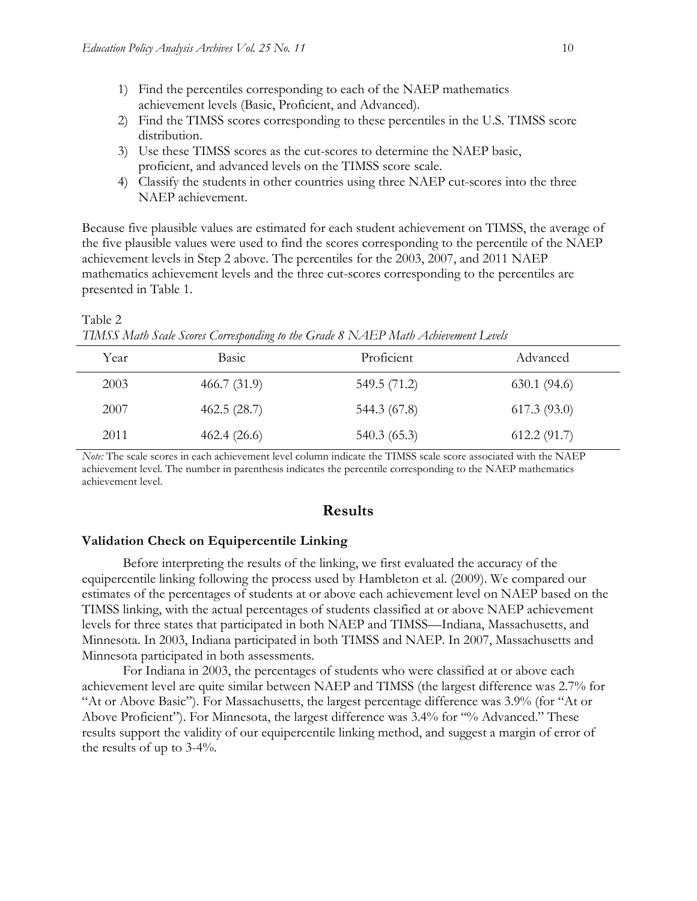1) Find the percentiles corresponding to each of the NAEP mathematics achievement levels (Basic, Proficient, and Advanced).
2) Find the TIMSS scores corresponding to these percentiles in the U.S. TIMSS score distribution.
3) Use these TIMSS scores as the cut-scores to determine the NAEP basic, proficient, and advanced levels on the TIMSS score scale.
4) Classify the students in other countries using three NAEP cut-scores into the three NAEP achievement.

Because five plausible values are estimated for each student achievement on TIMSS, the average of the five plausible values were used to find the scores corresponding to the percentile of the NAEP achievement levels in Step 2 above. The percentiles for the 2003, 2007, and 2011 NAEP mathematics achievement levels and the three cut-scores corresponding to the percentiles are presented in Table 1.

Table 2
*TIMSS Math Scale Scores Corresponding to the Grade 8 NAEP Math Achievement Levels*

| Year | Basic | Proficient | Advanced |
|---|---|---|---|
| 2003 | 466.7 (31.9) | 549.5 (71.2) | 630.1 (94.6) |
| 2007 | 462.5 (28.7) | 544.3 (67.8) | 617.3 (93.0) |
| 2011 | 462.4 (26.6) | 540.3 (65.3) | 612.2 (91.7) |

*Note:* The scale scores in each achievement level column indicate the TIMSS scale score associated with the NAEP achievement level. The number in parenthesis indicates the percentile corresponding to the NAEP mathematics achievement level.

## Results

### Validation Check on Equipercentile Linking

Before interpreting the results of the linking, we first evaluated the accuracy of the equipercentile linking following the process used by Hambleton et al. (2009). We compared our estimates of the percentages of students at or above each achievement level on NAEP based on the TIMSS linking, with the actual percentages of students classified at or above NAEP achievement levels for three states that participated in both NAEP and TIMSS—Indiana, Massachusetts, and Minnesota. In 2003, Indiana participated in both TIMSS and NAEP. In 2007, Massachusetts and Minnesota participated in both assessments.

For Indiana in 2003, the percentages of students who were classified at or above each achievement level are quite similar between NAEP and TIMSS (the largest difference was 2.7% for "At or Above Basic"). For Massachusetts, the largest percentage difference was 3.9% (for "At or Above Proficient"). For Minnesota, the largest difference was 3.4% for "% Advanced." These results support the validity of our equipercentile linking method, and suggest a margin of error of the results of up to 3-4%.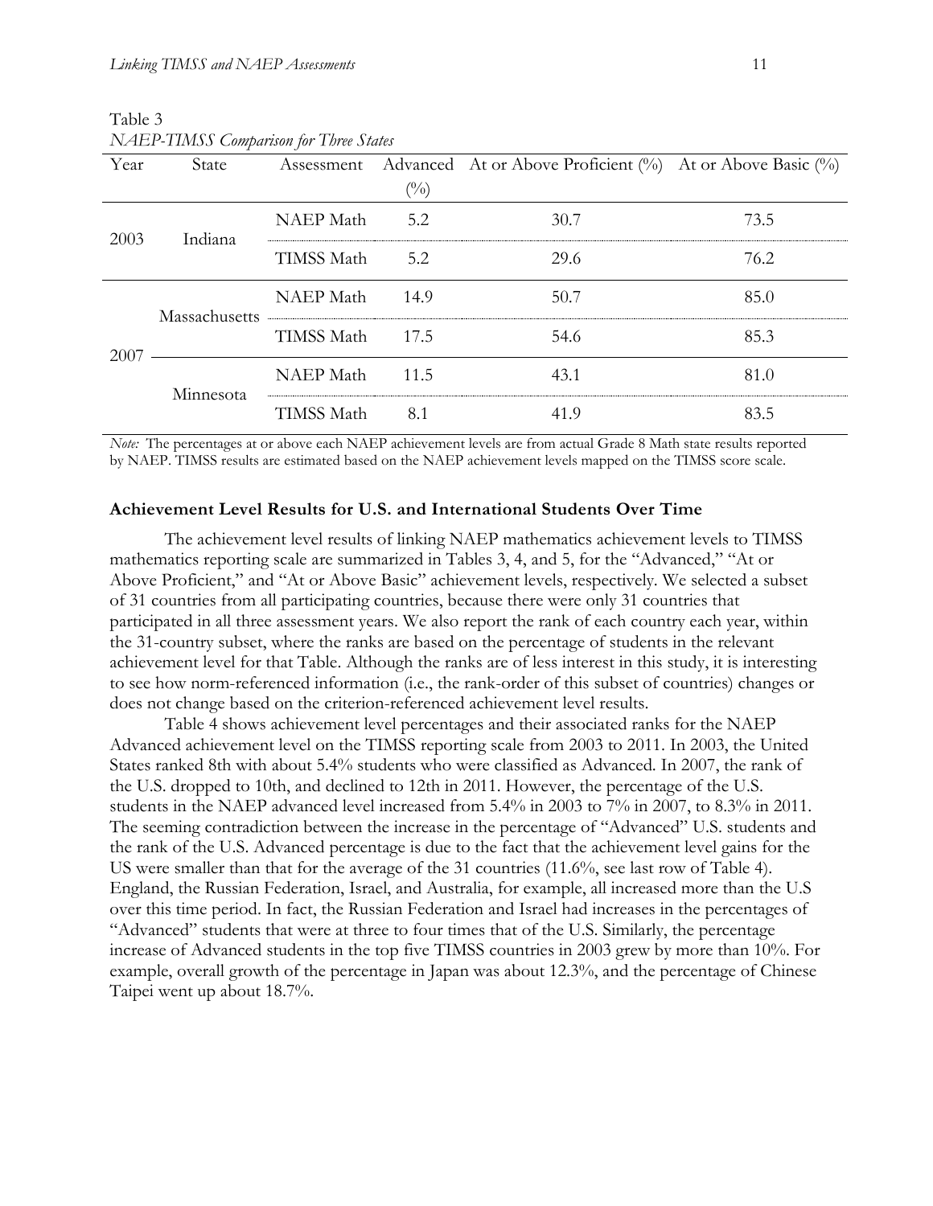Table 3

*NAEP-TIMSS Comparison for Three States*

| Year | State | Assessment | Advanced (%) | At or Above Proficient (%) | At or Above Basic (%) |
|---|---|---|---|---|---|
| 2003 | Indiana | NAEP Math | 5.2 | 30.7 | 73.5 |
| | | TIMSS Math | 5.2 | 29.6 | 76.2 |
| 2007 | Massachusetts | NAEP Math | 14.9 | 50.7 | 85.0 |
| | | TIMSS Math | 17.5 | 54.6 | 85.3 |
| | Minnesota | NAEP Math | 11.5 | 43.1 | 81.0 |
| | | TIMSS Math | 8.1 | 41.9 | 83.5 |

*Note:* The percentages at or above each NAEP achievement levels are from actual Grade 8 Math state results reported by NAEP. TIMSS results are estimated based on the NAEP achievement levels mapped on the TIMSS score scale.

### Achievement Level Results for U.S. and International Students Over Time

The achievement level results of linking NAEP mathematics achievement levels to TIMSS mathematics reporting scale are summarized in Tables 3, 4, and 5, for the "Advanced," "At or Above Proficient," and "At or Above Basic" achievement levels, respectively. We selected a subset of 31 countries from all participating countries, because there were only 31 countries that participated in all three assessment years. We also report the rank of each country each year, within the 31-country subset, where the ranks are based on the percentage of students in the relevant achievement level for that Table. Although the ranks are of less interest in this study, it is interesting to see how norm-referenced information (i.e., the rank-order of this subset of countries) changes or does not change based on the criterion-referenced achievement level results.

Table 4 shows achievement level percentages and their associated ranks for the NAEP Advanced achievement level on the TIMSS reporting scale from 2003 to 2011. In 2003, the United States ranked 8th with about 5.4% students who were classified as Advanced. In 2007, the rank of the U.S. dropped to 10th, and declined to 12th in 2011. However, the percentage of the U.S. students in the NAEP advanced level increased from 5.4% in 2003 to 7% in 2007, to 8.3% in 2011. The seeming contradiction between the increase in the percentage of "Advanced" U.S. students and the rank of the U.S. Advanced percentage is due to the fact that the achievement level gains for the US were smaller than that for the average of the 31 countries (11.6%, see last row of Table 4). England, the Russian Federation, Israel, and Australia, for example, all increased more than the U.S over this time period. In fact, the Russian Federation and Israel had increases in the percentages of "Advanced" students that were at three to four times that of the U.S. Similarly, the percentage increase of Advanced students in the top five TIMSS countries in 2003 grew by more than 10%. For example, overall growth of the percentage in Japan was about 12.3%, and the percentage of Chinese Taipei went up about 18.7%.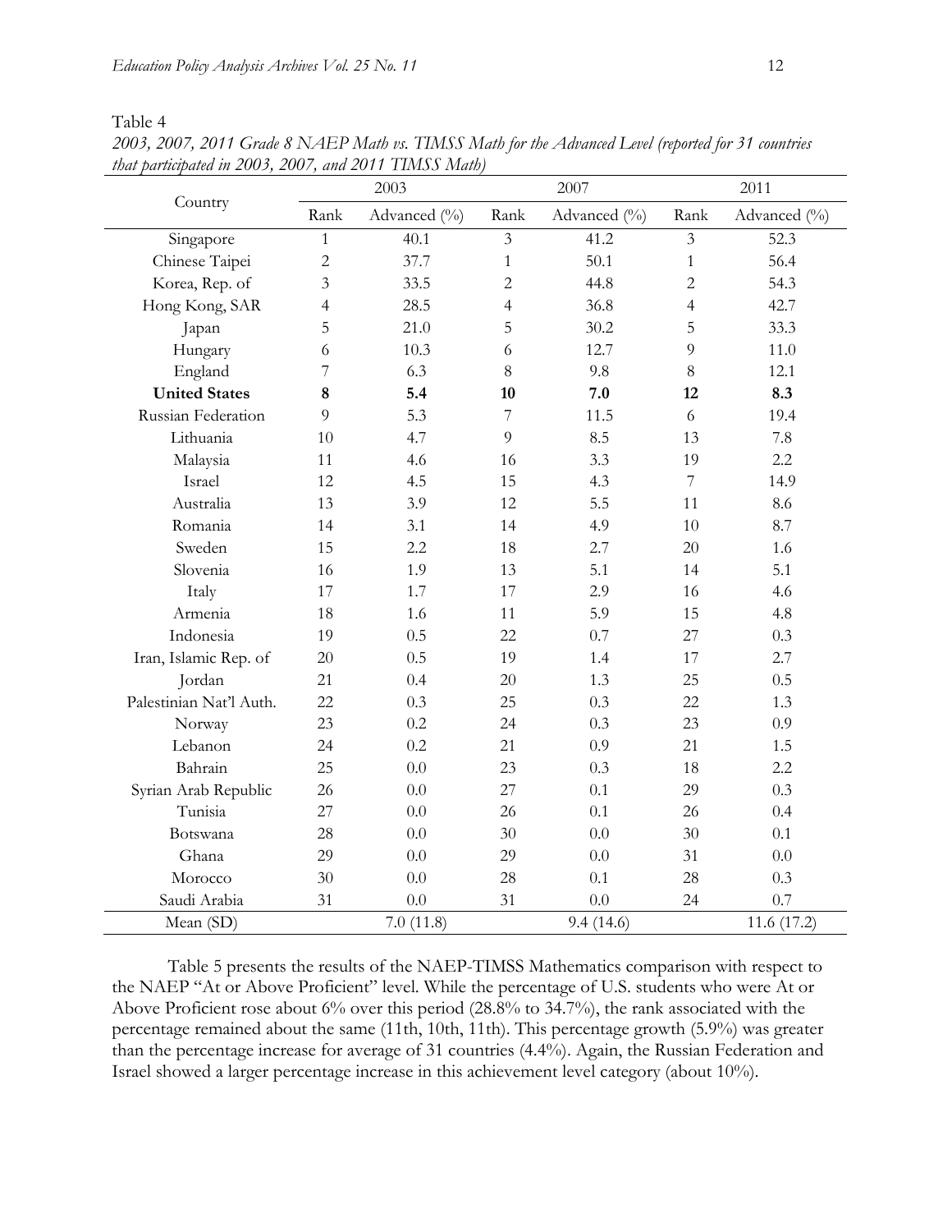Table 4

*2003, 2007, 2011 Grade 8 NAEP Math vs. TIMSS Math for the Advanced Level (reported for 31 countries that participated in 2003, 2007, and 2011 TIMSS Math)*

| Country | 2003 | | 2007 | | 2011 | |
|---|---|---|---|---|---|---|
| | Rank | Advanced (%) | Rank | Advanced (%) | Rank | Advanced (%) |
| Singapore | 1 | 40.1 | 3 | 41.2 | 3 | 52.3 |
| Chinese Taipei | 2 | 37.7 | 1 | 50.1 | 1 | 56.4 |
| Korea, Rep. of | 3 | 33.5 | 2 | 44.8 | 2 | 54.3 |
| Hong Kong, SAR | 4 | 28.5 | 4 | 36.8 | 4 | 42.7 |
| Japan | 5 | 21.0 | 5 | 30.2 | 5 | 33.3 |
| Hungary | 6 | 10.3 | 6 | 12.7 | 9 | 11.0 |
| England | 7 | 6.3 | 8 | 9.8 | 8 | 12.1 |
| **United States** | **8** | **5.4** | **10** | **7.0** | **12** | **8.3** |
| Russian Federation | 9 | 5.3 | 7 | 11.5 | 6 | 19.4 |
| Lithuania | 10 | 4.7 | 9 | 8.5 | 13 | 7.8 |
| Malaysia | 11 | 4.6 | 16 | 3.3 | 19 | 2.2 |
| Israel | 12 | 4.5 | 15 | 4.3 | 7 | 14.9 |
| Australia | 13 | 3.9 | 12 | 5.5 | 11 | 8.6 |
| Romania | 14 | 3.1 | 14 | 4.9 | 10 | 8.7 |
| Sweden | 15 | 2.2 | 18 | 2.7 | 20 | 1.6 |
| Slovenia | 16 | 1.9 | 13 | 5.1 | 14 | 5.1 |
| Italy | 17 | 1.7 | 17 | 2.9 | 16 | 4.6 |
| Armenia | 18 | 1.6 | 11 | 5.9 | 15 | 4.8 |
| Indonesia | 19 | 0.5 | 22 | 0.7 | 27 | 0.3 |
| Iran, Islamic Rep. of | 20 | 0.5 | 19 | 1.4 | 17 | 2.7 |
| Jordan | 21 | 0.4 | 20 | 1.3 | 25 | 0.5 |
| Palestinian Nat'l Auth. | 22 | 0.3 | 25 | 0.3 | 22 | 1.3 |
| Norway | 23 | 0.2 | 24 | 0.3 | 23 | 0.9 |
| Lebanon | 24 | 0.2 | 21 | 0.9 | 21 | 1.5 |
| Bahrain | 25 | 0.0 | 23 | 0.3 | 18 | 2.2 |
| Syrian Arab Republic | 26 | 0.0 | 27 | 0.1 | 29 | 0.3 |
| Tunisia | 27 | 0.0 | 26 | 0.1 | 26 | 0.4 |
| Botswana | 28 | 0.0 | 30 | 0.0 | 30 | 0.1 |
| Ghana | 29 | 0.0 | 29 | 0.0 | 31 | 0.0 |
| Morocco | 30 | 0.0 | 28 | 0.1 | 28 | 0.3 |
| Saudi Arabia | 31 | 0.0 | 31 | 0.0 | 24 | 0.7 |
| Mean (SD) | | 7.0 (11.8) | | 9.4 (14.6) | | 11.6 (17.2) |

Table 5 presents the results of the NAEP-TIMSS Mathematics comparison with respect to the NAEP "At or Above Proficient" level. While the percentage of U.S. students who were At or Above Proficient rose about 6% over this period (28.8% to 34.7%), the rank associated with the percentage remained about the same (11th, 10th, 11th). This percentage growth (5.9%) was greater than the percentage increase for average of 31 countries (4.4%). Again, the Russian Federation and Israel showed a larger percentage increase in this achievement level category (about 10%).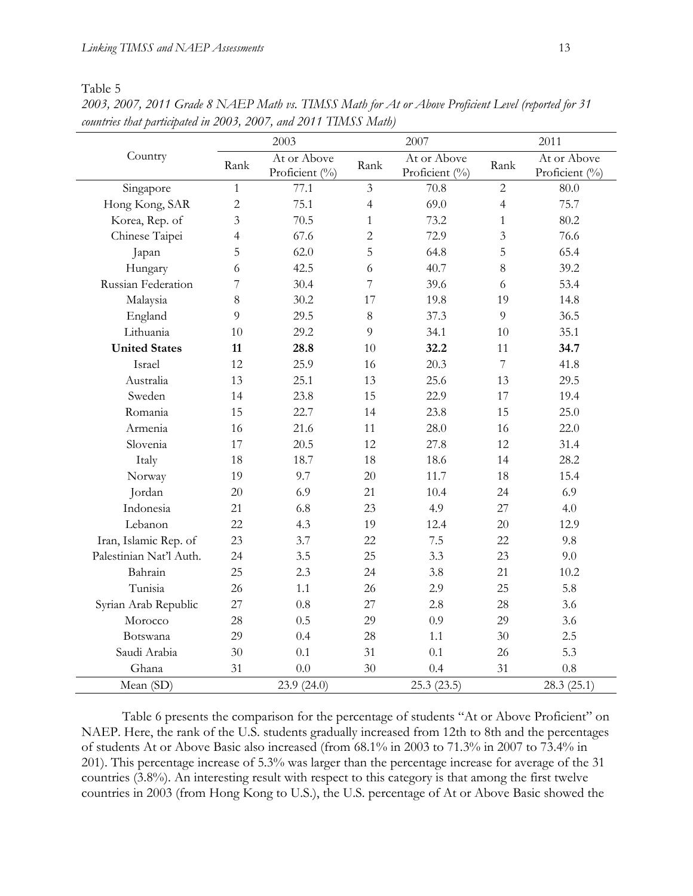Table 5

*2003, 2007, 2011 Grade 8 NAEP Math vs. TIMSS Math for At or Above Proficient Level (reported for 31 countries that participated in 2003, 2007, and 2011 TIMSS Math)*

| Country | 2003 | | 2007 | | 2011 | |
|---|---|---|---|---|---|---|
| | Rank | At or Above Proficient (%) | Rank | At or Above Proficient (%) | Rank | At or Above Proficient (%) |
| Singapore | 1 | 77.1 | 3 | 70.8 | 2 | 80.0 |
| Hong Kong, SAR | 2 | 75.1 | 4 | 69.0 | 4 | 75.7 |
| Korea, Rep. of | 3 | 70.5 | 1 | 73.2 | 1 | 80.2 |
| Chinese Taipei | 4 | 67.6 | 2 | 72.9 | 3 | 76.6 |
| Japan | 5 | 62.0 | 5 | 64.8 | 5 | 65.4 |
| Hungary | 6 | 42.5 | 6 | 40.7 | 8 | 39.2 |
| Russian Federation | 7 | 30.4 | 7 | 39.6 | 6 | 53.4 |
| Malaysia | 8 | 30.2 | 17 | 19.8 | 19 | 14.8 |
| England | 9 | 29.5 | 8 | 37.3 | 9 | 36.5 |
| Lithuania | 10 | 29.2 | 9 | 34.1 | 10 | 35.1 |
| **United States** | **11** | **28.8** | 10 | **32.2** | 11 | **34.7** |
| Israel | 12 | 25.9 | 16 | 20.3 | 7 | 41.8 |
| Australia | 13 | 25.1 | 13 | 25.6 | 13 | 29.5 |
| Sweden | 14 | 23.8 | 15 | 22.9 | 17 | 19.4 |
| Romania | 15 | 22.7 | 14 | 23.8 | 15 | 25.0 |
| Armenia | 16 | 21.6 | 11 | 28.0 | 16 | 22.0 |
| Slovenia | 17 | 20.5 | 12 | 27.8 | 12 | 31.4 |
| Italy | 18 | 18.7 | 18 | 18.6 | 14 | 28.2 |
| Norway | 19 | 9.7 | 20 | 11.7 | 18 | 15.4 |
| Jordan | 20 | 6.9 | 21 | 10.4 | 24 | 6.9 |
| Indonesia | 21 | 6.8 | 23 | 4.9 | 27 | 4.0 |
| Lebanon | 22 | 4.3 | 19 | 12.4 | 20 | 12.9 |
| Iran, Islamic Rep. of | 23 | 3.7 | 22 | 7.5 | 22 | 9.8 |
| Palestinian Nat'l Auth. | 24 | 3.5 | 25 | 3.3 | 23 | 9.0 |
| Bahrain | 25 | 2.3 | 24 | 3.8 | 21 | 10.2 |
| Tunisia | 26 | 1.1 | 26 | 2.9 | 25 | 5.8 |
| Syrian Arab Republic | 27 | 0.8 | 27 | 2.8 | 28 | 3.6 |
| Morocco | 28 | 0.5 | 29 | 0.9 | 29 | 3.6 |
| Botswana | 29 | 0.4 | 28 | 1.1 | 30 | 2.5 |
| Saudi Arabia | 30 | 0.1 | 31 | 0.1 | 26 | 5.3 |
| Ghana | 31 | 0.0 | 30 | 0.4 | 31 | 0.8 |
| Mean (SD) | | 23.9 (24.0) | | 25.3 (23.5) | | 28.3 (25.1) |

Table 6 presents the comparison for the percentage of students "At or Above Proficient" on NAEP. Here, the rank of the U.S. students gradually increased from 12th to 8th and the percentages of students At or Above Basic also increased (from 68.1% in 2003 to 71.3% in 2007 to 73.4% in 201). This percentage increase of 5.3% was larger than the percentage increase for average of the 31 countries (3.8%). An interesting result with respect to this category is that among the first twelve countries in 2003 (from Hong Kong to U.S.), the U.S. percentage of At or Above Basic showed the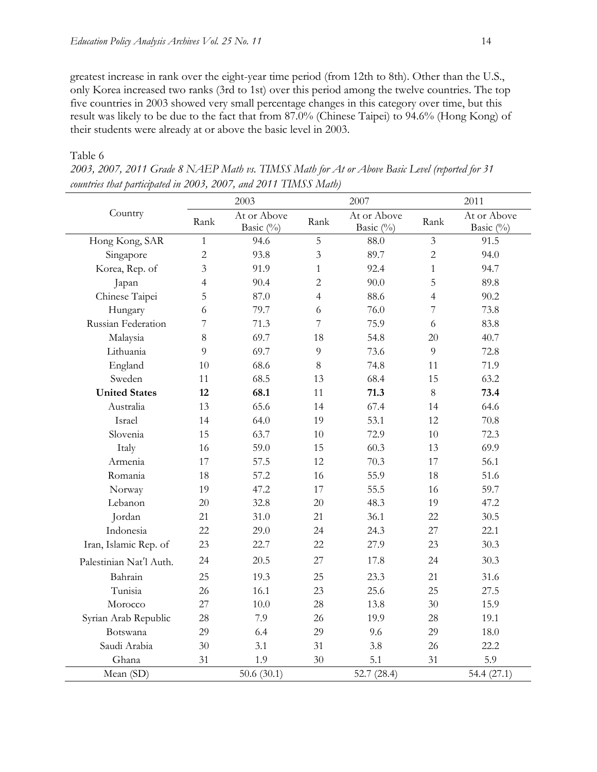greatest increase in rank over the eight-year time period (from 12th to 8th). Other than the U.S., only Korea increased two ranks (3rd to 1st) over this period among the twelve countries. The top five countries in 2003 showed very small percentage changes in this category over time, but this result was likely to be due to the fact that from 87.0% (Chinese Taipei) to 94.6% (Hong Kong) of their students were already at or above the basic level in 2003.

Table 6

*2003, 2007, 2011 Grade 8 NAEP Math vs. TIMSS Math for At or Above Basic Level (reported for 31 countries that participated in 2003, 2007, and 2011 TIMSS Math)*

| Country | 2003 | | 2007 | | 2011 | |
|---|---|---|---|---|---|---|
| | Rank | At or Above Basic (%) | Rank | At or Above Basic (%) | Rank | At or Above Basic (%) |
| Hong Kong, SAR | 1 | 94.6 | 5 | 88.0 | 3 | 91.5 |
| Singapore | 2 | 93.8 | 3 | 89.7 | 2 | 94.0 |
| Korea, Rep. of | 3 | 91.9 | 1 | 92.4 | 1 | 94.7 |
| Japan | 4 | 90.4 | 2 | 90.0 | 5 | 89.8 |
| Chinese Taipei | 5 | 87.0 | 4 | 88.6 | 4 | 90.2 |
| Hungary | 6 | 79.7 | 6 | 76.0 | 7 | 73.8 |
| Russian Federation | 7 | 71.3 | 7 | 75.9 | 6 | 83.8 |
| Malaysia | 8 | 69.7 | 18 | 54.8 | 20 | 40.7 |
| Lithuania | 9 | 69.7 | 9 | 73.6 | 9 | 72.8 |
| England | 10 | 68.6 | 8 | 74.8 | 11 | 71.9 |
| Sweden | 11 | 68.5 | 13 | 68.4 | 15 | 63.2 |
| **United States** | **12** | **68.1** | 11 | **71.3** | 8 | **73.4** |
| Australia | 13 | 65.6 | 14 | 67.4 | 14 | 64.6 |
| Israel | 14 | 64.0 | 19 | 53.1 | 12 | 70.8 |
| Slovenia | 15 | 63.7 | 10 | 72.9 | 10 | 72.3 |
| Italy | 16 | 59.0 | 15 | 60.3 | 13 | 69.9 |
| Armenia | 17 | 57.5 | 12 | 70.3 | 17 | 56.1 |
| Romania | 18 | 57.2 | 16 | 55.9 | 18 | 51.6 |
| Norway | 19 | 47.2 | 17 | 55.5 | 16 | 59.7 |
| Lebanon | 20 | 32.8 | 20 | 48.3 | 19 | 47.2 |
| Jordan | 21 | 31.0 | 21 | 36.1 | 22 | 30.5 |
| Indonesia | 22 | 29.0 | 24 | 24.3 | 27 | 22.1 |
| Iran, Islamic Rep. of | 23 | 22.7 | 22 | 27.9 | 23 | 30.3 |
| Palestinian Nat'l Auth. | 24 | 20.5 | 27 | 17.8 | 24 | 30.3 |
| Bahrain | 25 | 19.3 | 25 | 23.3 | 21 | 31.6 |
| Tunisia | 26 | 16.1 | 23 | 25.6 | 25 | 27.5 |
| Morocco | 27 | 10.0 | 28 | 13.8 | 30 | 15.9 |
| Syrian Arab Republic | 28 | 7.9 | 26 | 19.9 | 28 | 19.1 |
| Botswana | 29 | 6.4 | 29 | 9.6 | 29 | 18.0 |
| Saudi Arabia | 30 | 3.1 | 31 | 3.8 | 26 | 22.2 |
| Ghana | 31 | 1.9 | 30 | 5.1 | 31 | 5.9 |
| Mean (SD) | | 50.6 (30.1) | | 52.7 (28.4) | | 54.4 (27.1) |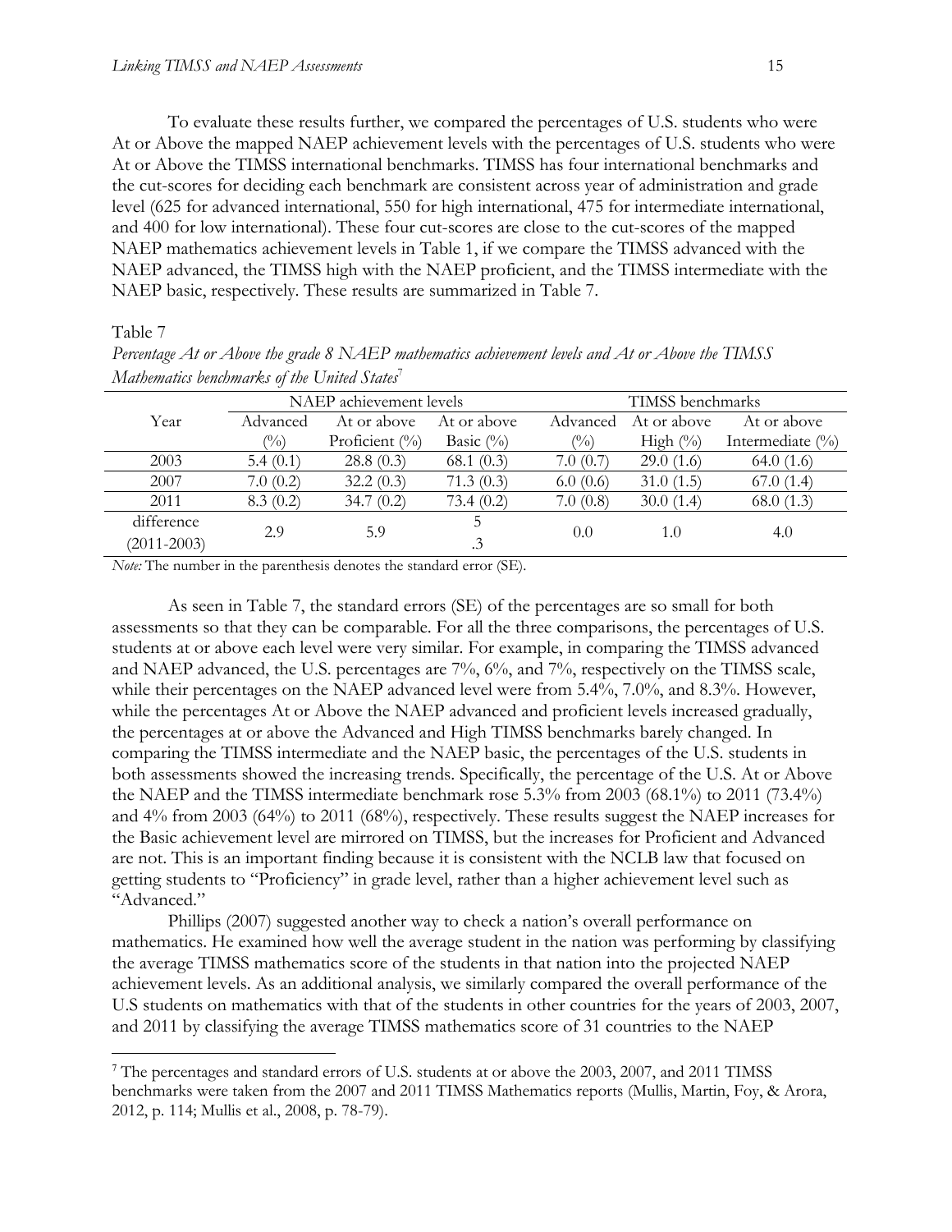To evaluate these results further, we compared the percentages of U.S. students who were At or Above the mapped NAEP achievement levels with the percentages of U.S. students who were At or Above the TIMSS international benchmarks. TIMSS has four international benchmarks and the cut-scores for deciding each benchmark are consistent across year of administration and grade level (625 for advanced international, 550 for high international, 475 for intermediate international, and 400 for low international). These four cut-scores are close to the cut-scores of the mapped NAEP mathematics achievement levels in Table 1, if we compare the TIMSS advanced with the NAEP advanced, the TIMSS high with the NAEP proficient, and the TIMSS intermediate with the NAEP basic, respectively. These results are summarized in Table 7.

Table 7

*Percentage At or Above the grade 8 NAEP mathematics achievement levels and At or Above the TIMSS Mathematics benchmarks of the United States*[7]

| Year | NAEP achievement levels | | | TIMSS benchmarks | | |
|---|---|---|---|---|---|---|
| | Advanced (%) | At or above Proficient (%) | At or above Basic (%) | Advanced (%) | At or above High (%) | At or above Intermediate (%) |
| 2003 | 5.4 (0.1) | 28.8 (0.3) | 68.1 (0.3) | 7.0 (0.7) | 29.0 (1.6) | 64.0 (1.6) |
| 2007 | 7.0 (0.2) | 32.2 (0.3) | 71.3 (0.3) | 6.0 (0.6) | 31.0 (1.5) | 67.0 (1.4) |
| 2011 | 8.3 (0.2) | 34.7 (0.2) | 73.4 (0.2) | 7.0 (0.8) | 30.0 (1.4) | 68.0 (1.3) |
| difference (2011-2003) | 2.9 | 5.9 | 5 .3 | 0.0 | 1.0 | 4.0 |

*Note:* The number in the parenthesis denotes the standard error (SE).

As seen in Table 7, the standard errors (SE) of the percentages are so small for both assessments so that they can be comparable. For all the three comparisons, the percentages of U.S. students at or above each level were very similar. For example, in comparing the TIMSS advanced and NAEP advanced, the U.S. percentages are 7%, 6%, and 7%, respectively on the TIMSS scale, while their percentages on the NAEP advanced level were from 5.4%, 7.0%, and 8.3%. However, while the percentages At or Above the NAEP advanced and proficient levels increased gradually, the percentages at or above the Advanced and High TIMSS benchmarks barely changed. In comparing the TIMSS intermediate and the NAEP basic, the percentages of the U.S. students in both assessments showed the increasing trends. Specifically, the percentage of the U.S. At or Above the NAEP and the TIMSS intermediate benchmark rose 5.3% from 2003 (68.1%) to 2011 (73.4%) and 4% from 2003 (64%) to 2011 (68%), respectively. These results suggest the NAEP increases for the Basic achievement level are mirrored on TIMSS, but the increases for Proficient and Advanced are not. This is an important finding because it is consistent with the NCLB law that focused on getting students to "Proficiency" in grade level, rather than a higher achievement level such as "Advanced."

Phillips (2007) suggested another way to check a nation's overall performance on mathematics. He examined how well the average student in the nation was performing by classifying the average TIMSS mathematics score of the students in that nation into the projected NAEP achievement levels. As an additional analysis, we similarly compared the overall performance of the U.S students on mathematics with that of the students in other countries for the years of 2003, 2007, and 2011 by classifying the average TIMSS mathematics score of 31 countries to the NAEP

[7] The percentages and standard errors of U.S. students at or above the 2003, 2007, and 2011 TIMSS benchmarks were taken from the 2007 and 2011 TIMSS Mathematics reports (Mullis, Martin, Foy, & Arora, 2012, p. 114; Mullis et al., 2008, p. 78-79).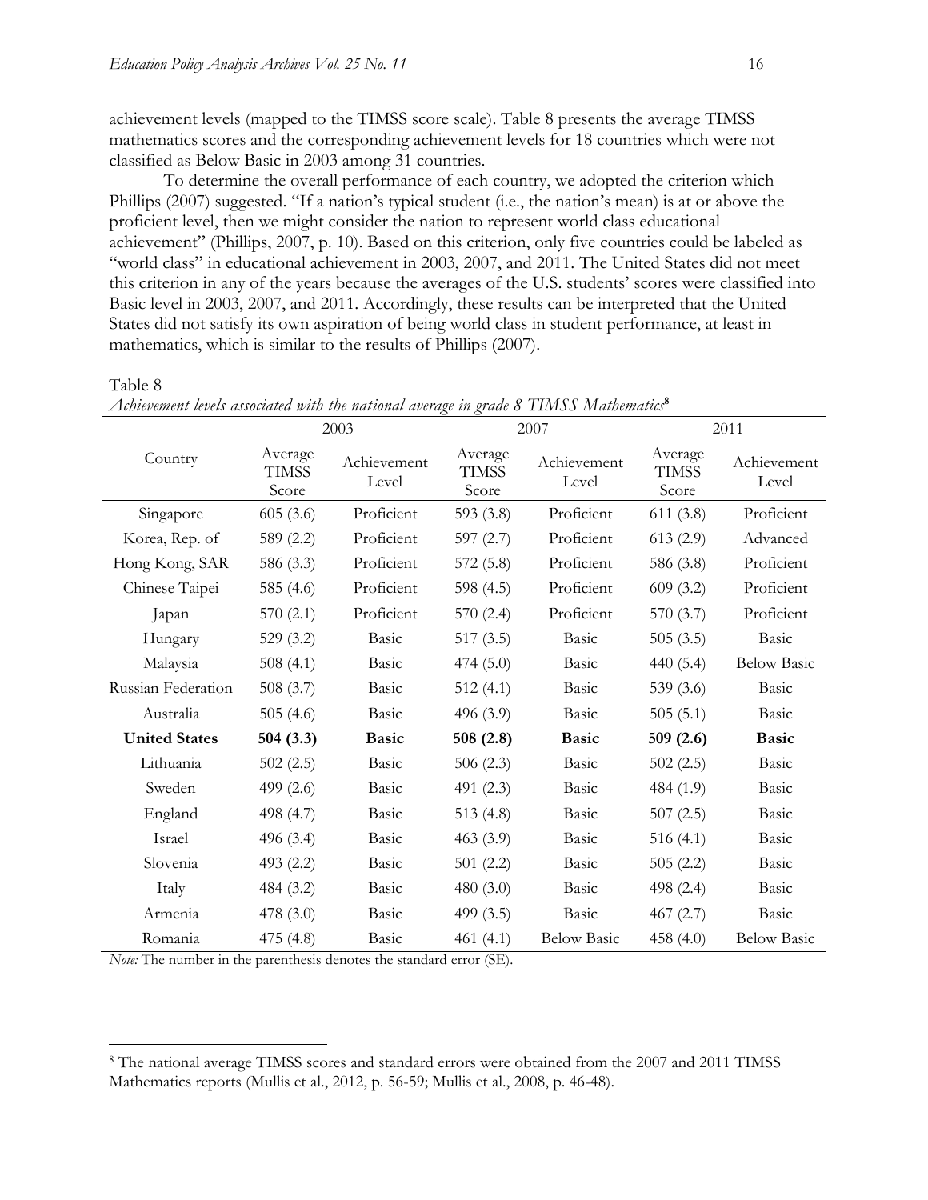achievement levels (mapped to the TIMSS score scale). Table 8 presents the average TIMSS mathematics scores and the corresponding achievement levels for 18 countries which were not classified as Below Basic in 2003 among 31 countries.

To determine the overall performance of each country, we adopted the criterion which Phillips (2007) suggested. "If a nation's typical student (i.e., the nation's mean) is at or above the proficient level, then we might consider the nation to represent world class educational achievement" (Phillips, 2007, p. 10). Based on this criterion, only five countries could be labeled as "world class" in educational achievement in 2003, 2007, and 2011. The United States did not meet this criterion in any of the years because the averages of the U.S. students' scores were classified into Basic level in 2003, 2007, and 2011. Accordingly, these results can be interpreted that the United States did not satisfy its own aspiration of being world class in student performance, at least in mathematics, which is similar to the results of Phillips (2007).

Table 8
*Achievement levels associated with the national average in grade 8 TIMSS Mathematics*[8]

| Country | 2003 | | 2007 | | 2011 | |
|---|---|---|---|---|---|---|
| | Average TIMSS Score | Achievement Level | Average TIMSS Score | Achievement Level | Average TIMSS Score | Achievement Level |
| Singapore | 605 (3.6) | Proficient | 593 (3.8) | Proficient | 611 (3.8) | Proficient |
| Korea, Rep. of | 589 (2.2) | Proficient | 597 (2.7) | Proficient | 613 (2.9) | Advanced |
| Hong Kong, SAR | 586 (3.3) | Proficient | 572 (5.8) | Proficient | 586 (3.8) | Proficient |
| Chinese Taipei | 585 (4.6) | Proficient | 598 (4.5) | Proficient | 609 (3.2) | Proficient |
| Japan | 570 (2.1) | Proficient | 570 (2.4) | Proficient | 570 (3.7) | Proficient |
| Hungary | 529 (3.2) | Basic | 517 (3.5) | Basic | 505 (3.5) | Basic |
| Malaysia | 508 (4.1) | Basic | 474 (5.0) | Basic | 440 (5.4) | Below Basic |
| Russian Federation | 508 (3.7) | Basic | 512 (4.1) | Basic | 539 (3.6) | Basic |
| Australia | 505 (4.6) | Basic | 496 (3.9) | Basic | 505 (5.1) | Basic |
| **United States** | **504 (3.3)** | **Basic** | **508 (2.8)** | **Basic** | **509 (2.6)** | **Basic** |
| Lithuania | 502 (2.5) | Basic | 506 (2.3) | Basic | 502 (2.5) | Basic |
| Sweden | 499 (2.6) | Basic | 491 (2.3) | Basic | 484 (1.9) | Basic |
| England | 498 (4.7) | Basic | 513 (4.8) | Basic | 507 (2.5) | Basic |
| Israel | 496 (3.4) | Basic | 463 (3.9) | Basic | 516 (4.1) | Basic |
| Slovenia | 493 (2.2) | Basic | 501 (2.2) | Basic | 505 (2.2) | Basic |
| Italy | 484 (3.2) | Basic | 480 (3.0) | Basic | 498 (2.4) | Basic |
| Armenia | 478 (3.0) | Basic | 499 (3.5) | Basic | 467 (2.7) | Basic |
| Romania | 475 (4.8) | Basic | 461 (4.1) | Below Basic | 458 (4.0) | Below Basic |

*Note:* The number in the parenthesis denotes the standard error (SE).

[8] The national average TIMSS scores and standard errors were obtained from the 2007 and 2011 TIMSS Mathematics reports (Mullis et al., 2012, p. 56-59; Mullis et al., 2008, p. 46-48).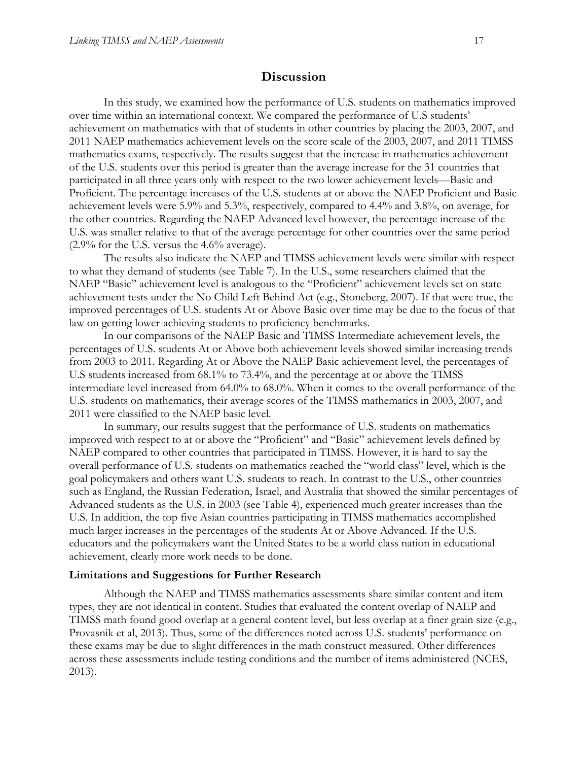# Discussion

In this study, we examined how the performance of U.S. students on mathematics improved over time within an international context. We compared the performance of U.S students' achievement on mathematics with that of students in other countries by placing the 2003, 2007, and 2011 NAEP mathematics achievement levels on the score scale of the 2003, 2007, and 2011 TIMSS mathematics exams, respectively. The results suggest that the increase in mathematics achievement of the U.S. students over this period is greater than the average increase for the 31 countries that participated in all three years only with respect to the two lower achievement levels—Basic and Proficient. The percentage increases of the U.S. students at or above the NAEP Proficient and Basic achievement levels were 5.9% and 5.3%, respectively, compared to 4.4% and 3.8%, on average, for the other countries. Regarding the NAEP Advanced level however, the percentage increase of the U.S. was smaller relative to that of the average percentage for other countries over the same period (2.9% for the U.S. versus the 4.6% average).

The results also indicate the NAEP and TIMSS achievement levels were similar with respect to what they demand of students (see Table 7). In the U.S., some researchers claimed that the NAEP "Basic" achievement level is analogous to the "Proficient" achievement levels set on state achievement tests under the No Child Left Behind Act (e.g., Stoneberg, 2007). If that were true, the improved percentages of U.S. students At or Above Basic over time may be due to the focus of that law on getting lower-achieving students to proficiency benchmarks.

In our comparisons of the NAEP Basic and TIMSS Intermediate achievement levels, the percentages of U.S. students At or Above both achievement levels showed similar increasing trends from 2003 to 2011. Regarding At or Above the NAEP Basic achievement level, the percentages of U.S students increased from 68.1% to 73.4%, and the percentage at or above the TIMSS intermediate level increased from 64.0% to 68.0%. When it comes to the overall performance of the U.S. students on mathematics, their average scores of the TIMSS mathematics in 2003, 2007, and 2011 were classified to the NAEP basic level.

In summary, our results suggest that the performance of U.S. students on mathematics improved with respect to at or above the "Proficient" and "Basic" achievement levels defined by NAEP compared to other countries that participated in TIMSS. However, it is hard to say the overall performance of U.S. students on mathematics reached the "world class" level, which is the goal policymakers and others want U.S. students to reach. In contrast to the U.S., other countries such as England, the Russian Federation, Israel, and Australia that showed the similar percentages of Advanced students as the U.S. in 2003 (see Table 4), experienced much greater increases than the U.S. In addition, the top five Asian countries participating in TIMSS mathematics accomplished much larger increases in the percentages of the students At or Above Advanced. If the U.S. educators and the policymakers want the United States to be a world class nation in educational achievement, clearly more work needs to be done.

### Limitations and Suggestions for Further Research

Although the NAEP and TIMSS mathematics assessments share similar content and item types, they are not identical in content. Studies that evaluated the content overlap of NAEP and TIMSS math found good overlap at a general content level, but less overlap at a finer grain size (e.g., Provasnik et al, 2013). Thus, some of the differences noted across U.S. students' performance on these exams may be due to slight differences in the math construct measured. Other differences across these assessments include testing conditions and the number of items administered (NCES, 2013).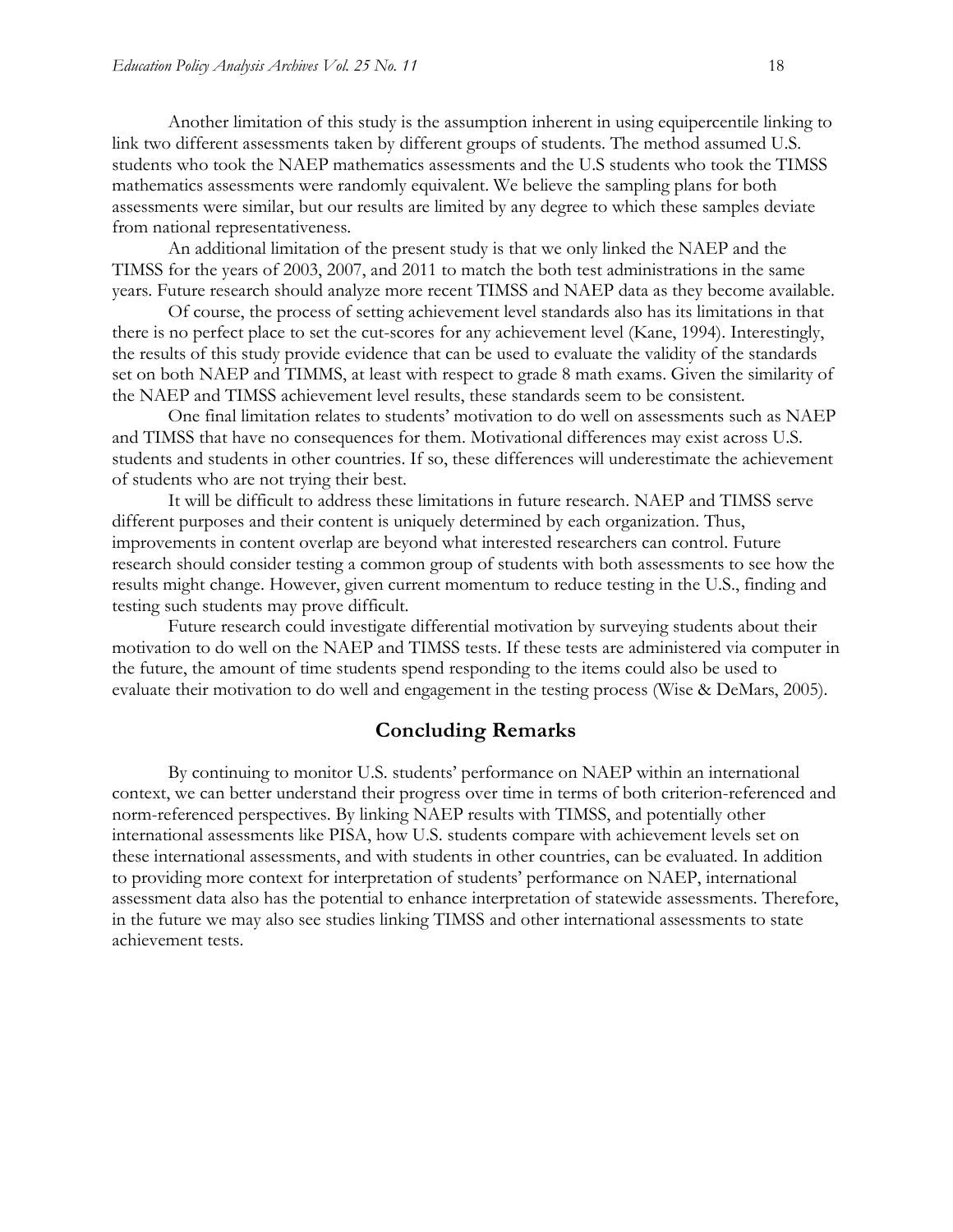Another limitation of this study is the assumption inherent in using equipercentile linking to link two different assessments taken by different groups of students. The method assumed U.S. students who took the NAEP mathematics assessments and the U.S students who took the TIMSS mathematics assessments were randomly equivalent. We believe the sampling plans for both assessments were similar, but our results are limited by any degree to which these samples deviate from national representativeness.

An additional limitation of the present study is that we only linked the NAEP and the TIMSS for the years of 2003, 2007, and 2011 to match the both test administrations in the same years. Future research should analyze more recent TIMSS and NAEP data as they become available.

Of course, the process of setting achievement level standards also has its limitations in that there is no perfect place to set the cut-scores for any achievement level (Kane, 1994). Interestingly, the results of this study provide evidence that can be used to evaluate the validity of the standards set on both NAEP and TIMMS, at least with respect to grade 8 math exams. Given the similarity of the NAEP and TIMSS achievement level results, these standards seem to be consistent.

One final limitation relates to students' motivation to do well on assessments such as NAEP and TIMSS that have no consequences for them. Motivational differences may exist across U.S. students and students in other countries. If so, these differences will underestimate the achievement of students who are not trying their best.

It will be difficult to address these limitations in future research. NAEP and TIMSS serve different purposes and their content is uniquely determined by each organization. Thus, improvements in content overlap are beyond what interested researchers can control. Future research should consider testing a common group of students with both assessments to see how the results might change. However, given current momentum to reduce testing in the U.S., finding and testing such students may prove difficult.

Future research could investigate differential motivation by surveying students about their motivation to do well on the NAEP and TIMSS tests. If these tests are administered via computer in the future, the amount of time students spend responding to the items could also be used to evaluate their motivation to do well and engagement in the testing process (Wise & DeMars, 2005).

## Concluding Remarks

By continuing to monitor U.S. students' performance on NAEP within an international context, we can better understand their progress over time in terms of both criterion-referenced and norm-referenced perspectives. By linking NAEP results with TIMSS, and potentially other international assessments like PISA, how U.S. students compare with achievement levels set on these international assessments, and with students in other countries, can be evaluated. In addition to providing more context for interpretation of students' performance on NAEP, international assessment data also has the potential to enhance interpretation of statewide assessments. Therefore, in the future we may also see studies linking TIMSS and other international assessments to state achievement tests.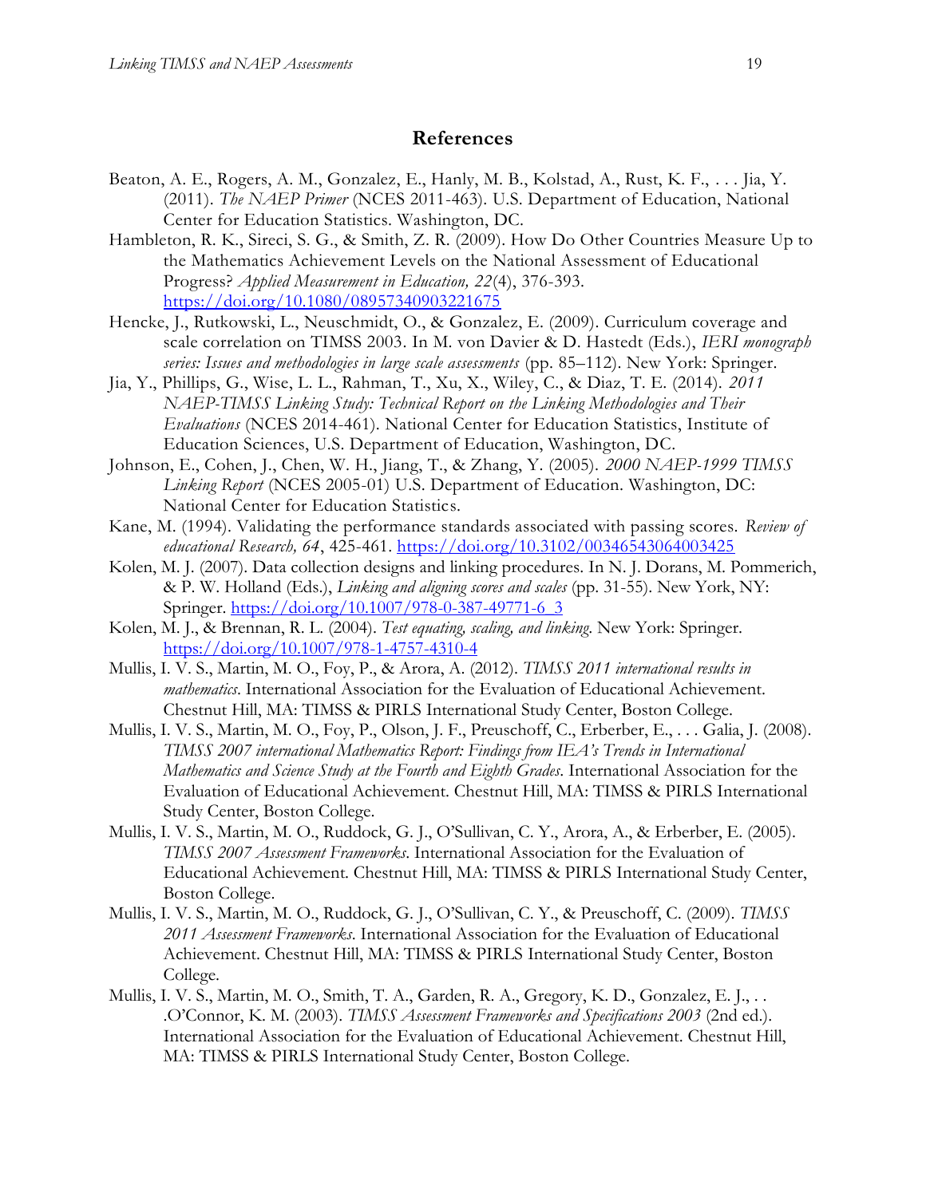## References

Beaton, A. E., Rogers, A. M., Gonzalez, E., Hanly, M. B., Kolstad, A., Rust, K. F., . . . Jia, Y. (2011). *The NAEP Primer* (NCES 2011-463). U.S. Department of Education, National Center for Education Statistics. Washington, DC.

Hambleton, R. K., Sireci, S. G., & Smith, Z. R. (2009). How Do Other Countries Measure Up to the Mathematics Achievement Levels on the National Assessment of Educational Progress? *Applied Measurement in Education, 22*(4), 376-393. https://doi.org/10.1080/08957340903221675

Hencke, J., Rutkowski, L., Neuschmidt, O., & Gonzalez, E. (2009). Curriculum coverage and scale correlation on TIMSS 2003. In M. von Davier & D. Hastedt (Eds.), *IERI monograph series: Issues and methodologies in large scale assessments* (pp. 85–112). New York: Springer.

Jia, Y., Phillips, G., Wise, L. L., Rahman, T., Xu, X., Wiley, C., & Diaz, T. E. (2014). *2011 NAEP-TIMSS Linking Study: Technical Report on the Linking Methodologies and Their Evaluations* (NCES 2014-461). National Center for Education Statistics, Institute of Education Sciences, U.S. Department of Education, Washington, DC.

Johnson, E., Cohen, J., Chen, W. H., Jiang, T., & Zhang, Y. (2005). *2000 NAEP-1999 TIMSS Linking Report* (NCES 2005-01) U.S. Department of Education. Washington, DC: National Center for Education Statistics.

Kane, M. (1994). Validating the performance standards associated with passing scores. *Review of educational Research, 64*, 425-461. https://doi.org/10.3102/00346543064003425

Kolen, M. J. (2007). Data collection designs and linking procedures. In N. J. Dorans, M. Pommerich, & P. W. Holland (Eds.), *Linking and aligning scores and scales* (pp. 31-55). New York, NY: Springer. https://doi.org/10.1007/978-0-387-49771-6_3

Kolen, M. J., & Brennan, R. L. (2004). *Test equating, scaling, and linking.* New York: Springer. https://doi.org/10.1007/978-1-4757-4310-4

Mullis, I. V. S., Martin, M. O., Foy, P., & Arora, A. (2012). *TIMSS 2011 international results in mathematics.* International Association for the Evaluation of Educational Achievement. Chestnut Hill, MA: TIMSS & PIRLS International Study Center, Boston College.

Mullis, I. V. S., Martin, M. O., Foy, P., Olson, J. F., Preuschoff, C., Erberber, E., . . . Galia, J. (2008). *TIMSS 2007 international Mathematics Report: Findings from IEA's Trends in International Mathematics and Science Study at the Fourth and Eighth Grades.* International Association for the Evaluation of Educational Achievement. Chestnut Hill, MA: TIMSS & PIRLS International Study Center, Boston College.

Mullis, I. V. S., Martin, M. O., Ruddock, G. J., O'Sullivan, C. Y., Arora, A., & Erberber, E. (2005). *TIMSS 2007 Assessment Frameworks.* International Association for the Evaluation of Educational Achievement. Chestnut Hill, MA: TIMSS & PIRLS International Study Center, Boston College.

Mullis, I. V. S., Martin, M. O., Ruddock, G. J., O'Sullivan, C. Y., & Preuschoff, C. (2009). *TIMSS 2011 Assessment Frameworks.* International Association for the Evaluation of Educational Achievement. Chestnut Hill, MA: TIMSS & PIRLS International Study Center, Boston College.

Mullis, I. V. S., Martin, M. O., Smith, T. A., Garden, R. A., Gregory, K. D., Gonzalez, E. J., . . .O'Connor, K. M. (2003). *TIMSS Assessment Frameworks and Specifications 2003* (2nd ed.). International Association for the Evaluation of Educational Achievement. Chestnut Hill, MA: TIMSS & PIRLS International Study Center, Boston College.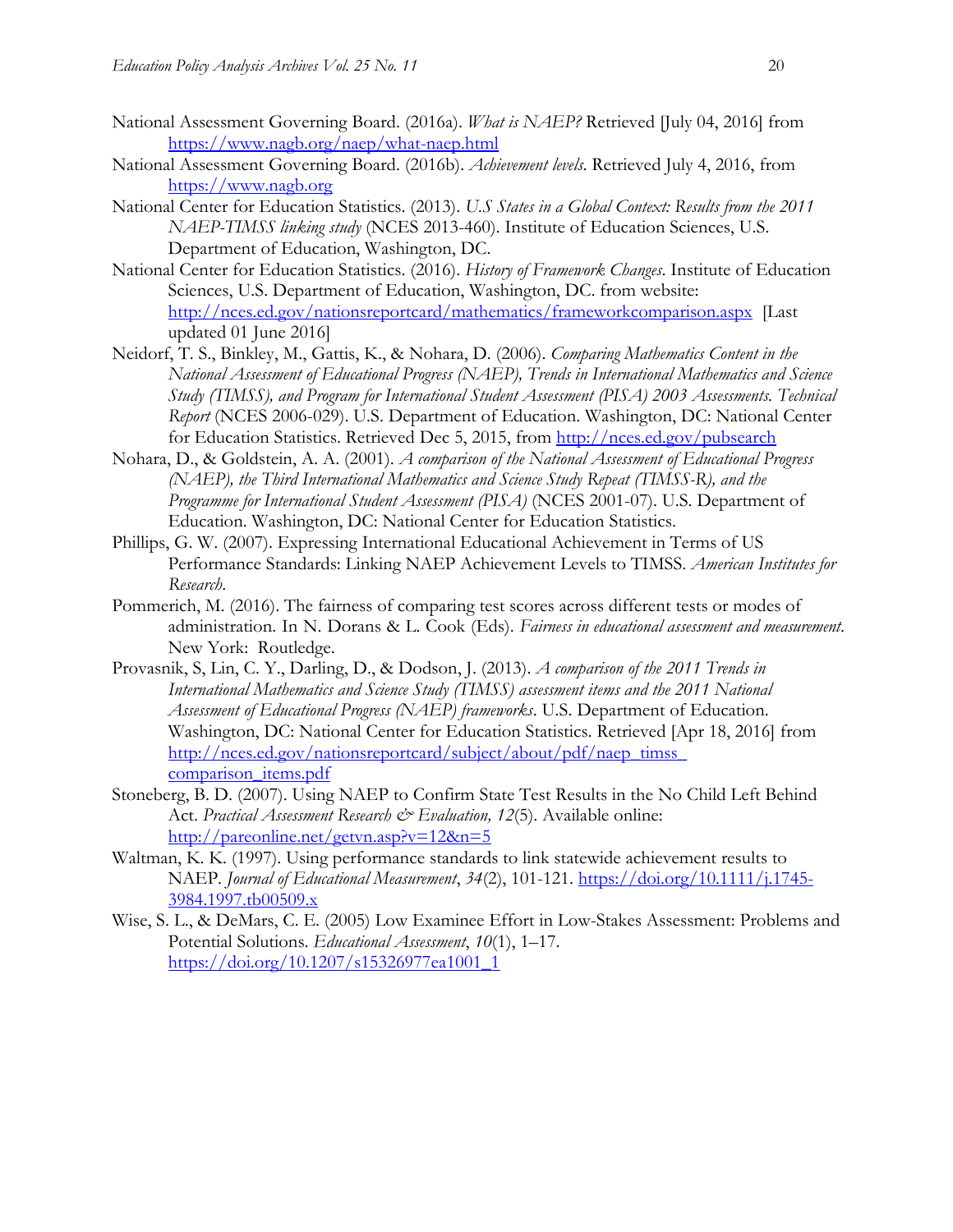National Assessment Governing Board. (2016a). *What is NAEP?* Retrieved [July 04, 2016] from https://www.nagb.org/naep/what-naep.html

National Assessment Governing Board. (2016b). *Achievement levels*. Retrieved July 4, 2016, from https://www.nagb.org

National Center for Education Statistics. (2013). *U.S States in a Global Context: Results from the 2011 NAEP-TIMSS linking study* (NCES 2013-460). Institute of Education Sciences, U.S. Department of Education, Washington, DC.

National Center for Education Statistics. (2016). *History of Framework Changes*. Institute of Education Sciences, U.S. Department of Education, Washington, DC. from website: http://nces.ed.gov/nationsreportcard/mathematics/frameworkcomparison.aspx [Last updated 01 June 2016]

Neidorf, T. S., Binkley, M., Gattis, K., & Nohara, D. (2006). *Comparing Mathematics Content in the National Assessment of Educational Progress (NAEP), Trends in International Mathematics and Science Study (TIMSS), and Program for International Student Assessment (PISA) 2003 Assessments. Technical Report* (NCES 2006-029). U.S. Department of Education. Washington, DC: National Center for Education Statistics. Retrieved Dec 5, 2015, from http://nces.ed.gov/pubsearch

Nohara, D., & Goldstein, A. A. (2001). *A comparison of the National Assessment of Educational Progress (NAEP), the Third International Mathematics and Science Study Repeat (TIMSS-R), and the Programme for International Student Assessment (PISA)* (NCES 2001-07). U.S. Department of Education. Washington, DC: National Center for Education Statistics.

Phillips, G. W. (2007). Expressing International Educational Achievement in Terms of US Performance Standards: Linking NAEP Achievement Levels to TIMSS. *American Institutes for Research*.

Pommerich, M. (2016). The fairness of comparing test scores across different tests or modes of administration. In N. Dorans & L. Cook (Eds). *Fairness in educational assessment and measurement*. New York: Routledge.

Provasnik, S, Lin, C. Y., Darling, D., & Dodson, J. (2013). *A comparison of the 2011 Trends in International Mathematics and Science Study (TIMSS) assessment items and the 2011 National Assessment of Educational Progress (NAEP) frameworks*. U.S. Department of Education. Washington, DC: National Center for Education Statistics. Retrieved [Apr 18, 2016] from http://nces.ed.gov/nationsreportcard/subject/about/pdf/naep_timss_comparison_items.pdf

Stoneberg, B. D. (2007). Using NAEP to Confirm State Test Results in the No Child Left Behind Act. *Practical Assessment Research & Evaluation, 12*(5). Available online: http://pareonline.net/getvn.asp?v=12&n=5

Waltman, K. K. (1997). Using performance standards to link statewide achievement results to NAEP. *Journal of Educational Measurement*, *34*(2), 101-121. https://doi.org/10.1111/j.1745-3984.1997.tb00509.x

Wise, S. L., & DeMars, C. E. (2005) Low Examinee Effort in Low-Stakes Assessment: Problems and Potential Solutions. *Educational Assessment*, *10*(1), 1–17. https://doi.org/10.1207/s15326977ea1001_1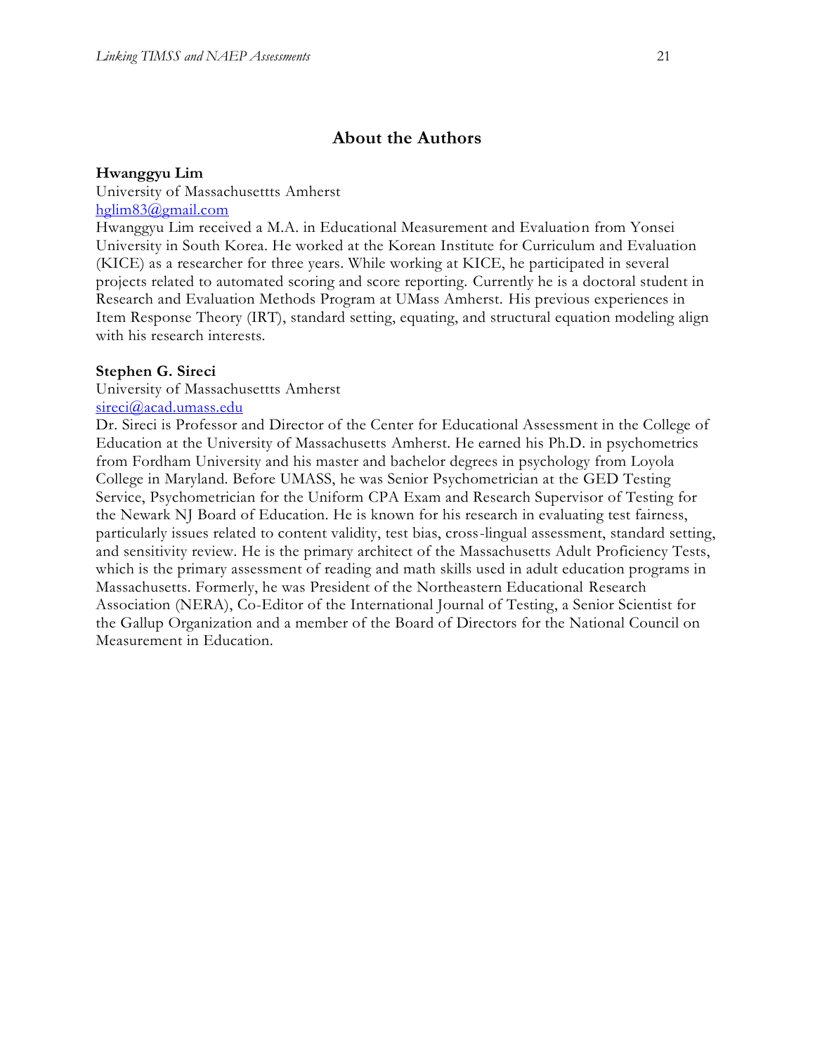## About the Authors

**Hwanggyu Lim**

University of Massachusettts Amherst

[hglim83@gmail.com](mailto:hglim83@gmail.com)

Hwanggyu Lim received a M.A. in Educational Measurement and Evaluation from Yonsei University in South Korea. He worked at the Korean Institute for Curriculum and Evaluation (KICE) as a researcher for three years. While working at KICE, he participated in several projects related to automated scoring and score reporting. Currently he is a doctoral student in Research and Evaluation Methods Program at UMass Amherst. His previous experiences in Item Response Theory (IRT), standard setting, equating, and structural equation modeling align with his research interests.

**Stephen G. Sireci**

University of Massachusettts Amherst

[sireci@acad.umass.edu](mailto:sireci@acad.umass.edu)

Dr. Sireci is Professor and Director of the Center for Educational Assessment in the College of Education at the University of Massachusetts Amherst. He earned his Ph.D. in psychometrics from Fordham University and his master and bachelor degrees in psychology from Loyola College in Maryland. Before UMASS, he was Senior Psychometrician at the GED Testing Service, Psychometrician for the Uniform CPA Exam and Research Supervisor of Testing for the Newark NJ Board of Education. He is known for his research in evaluating test fairness, particularly issues related to content validity, test bias, cross-lingual assessment, standard setting, and sensitivity review. He is the primary architect of the Massachusetts Adult Proficiency Tests, which is the primary assessment of reading and math skills used in adult education programs in Massachusetts. Formerly, he was President of the Northeastern Educational Research Association (NERA), Co-Editor of the International Journal of Testing, a Senior Scientist for the Gallup Organization and a member of the Board of Directors for the National Council on Measurement in Education.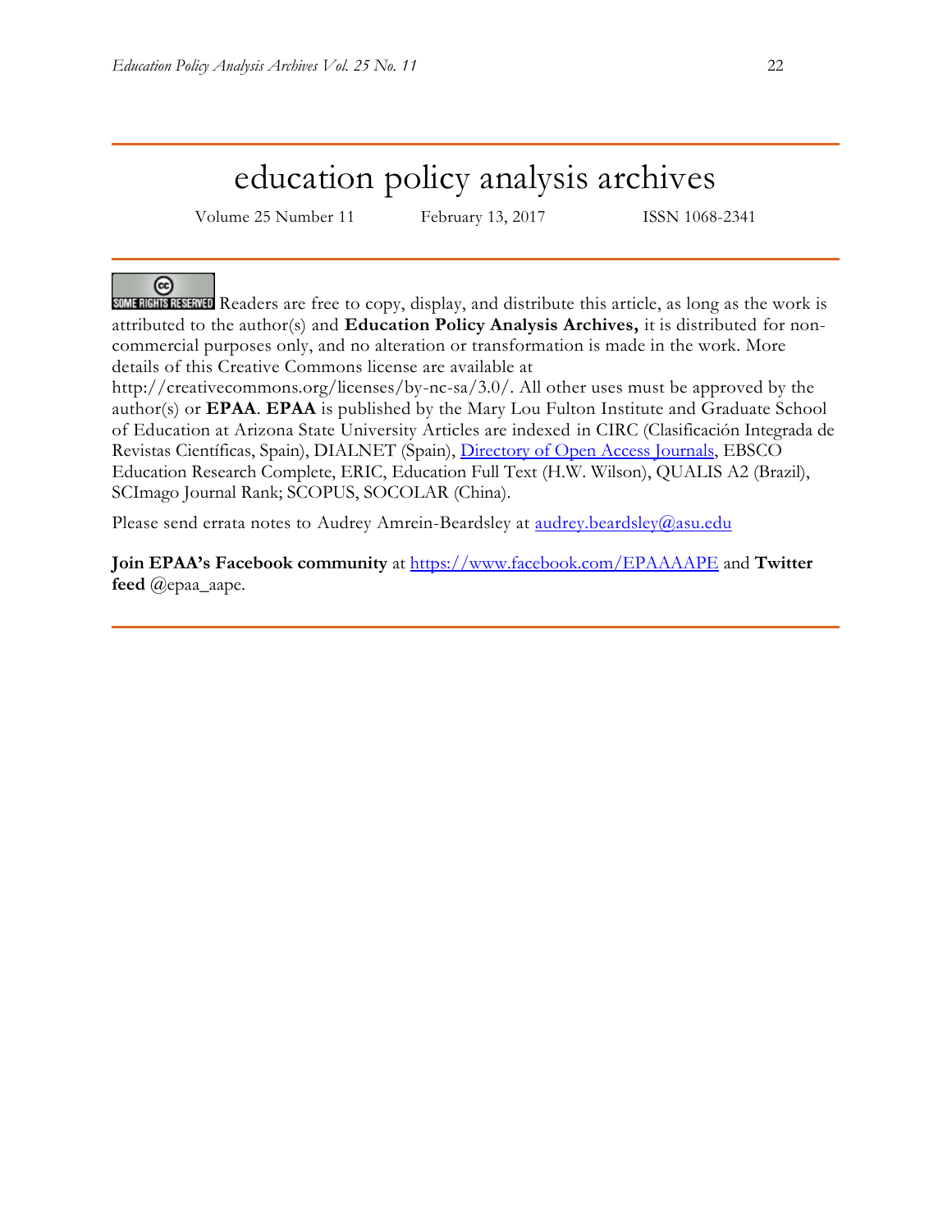# education policy analysis archives

Volume 25 Number 11 February 13, 2017 ISSN 1068-2341

SOME RIGHTS RESERVED Readers are free to copy, display, and distribute this article, as long as the work is attributed to the author(s) and **Education Policy Analysis Archives,** it is distributed for non-commercial purposes only, and no alteration or transformation is made in the work. More details of this Creative Commons license are available at http://creativecommons.org/licenses/by-nc-sa/3.0/. All other uses must be approved by the author(s) or **EPAA**. **EPAA** is published by the Mary Lou Fulton Institute and Graduate School of Education at Arizona State University Articles are indexed in CIRC (Clasificación Integrada de Revistas Científicas, Spain), DIALNET (Spain), Directory of Open Access Journals, EBSCO Education Research Complete, ERIC, Education Full Text (H.W. Wilson), QUALIS A2 (Brazil), SCImago Journal Rank; SCOPUS, SOCOLAR (China).

Please send errata notes to Audrey Amrein-Beardsley at audrey.beardsley@asu.edu

**Join EPAA's Facebook community** at https://www.facebook.com/EPAAAAPE and **Twitter feed** @epaa_aape.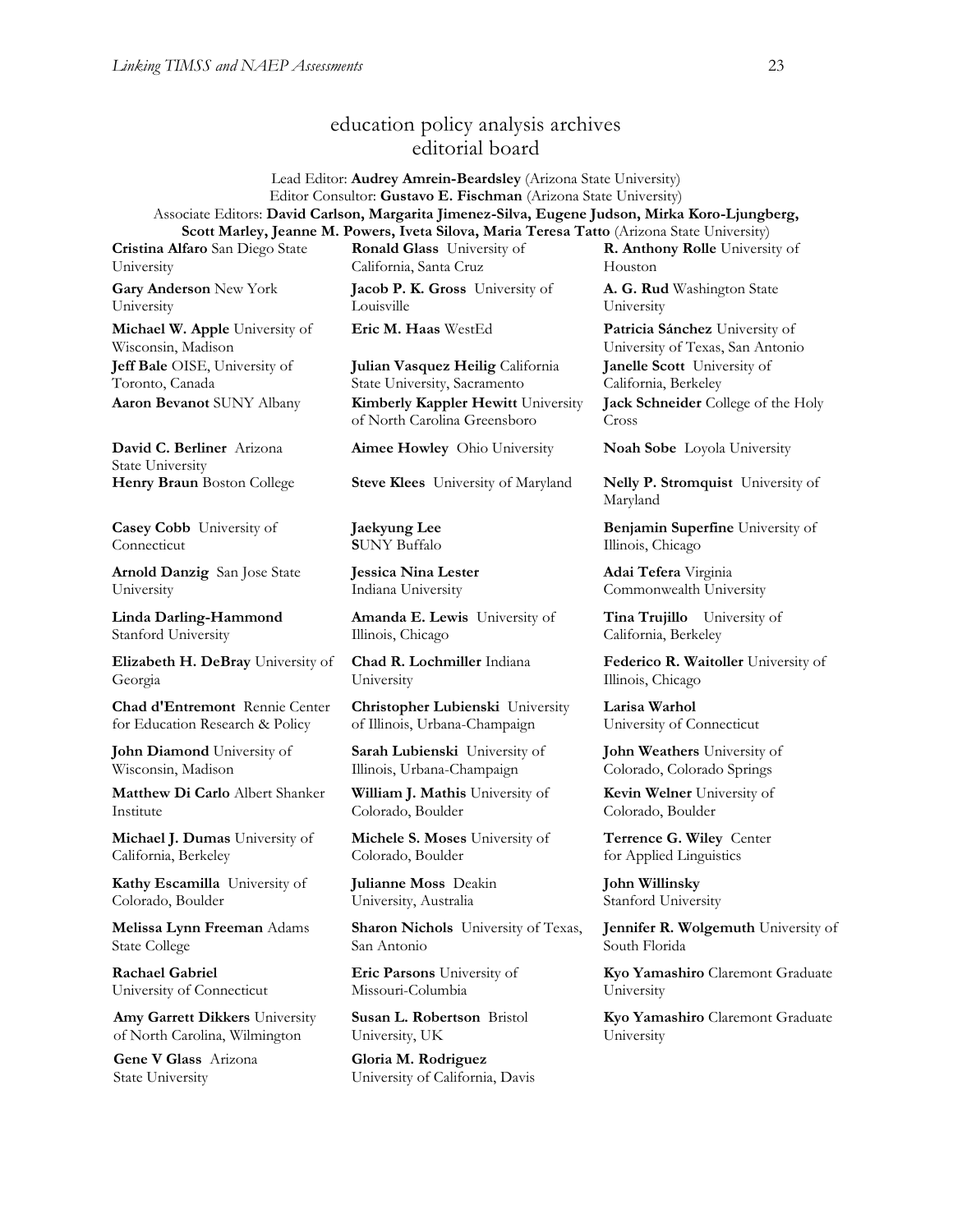# education policy analysis archives
## editorial board

Lead Editor: **Audrey Amrein-Beardsley** (Arizona State University)
Editor Consultor: **Gustavo E. Fischman** (Arizona State University)
Associate Editors: **David Carlson, Margarita Jimenez-Silva, Eugene Judson, Mirka Koro-Ljungberg, Scott Marley, Jeanne M. Powers, Iveta Silova, Maria Teresa Tatto** (Arizona State University)

**Cristina Alfaro** San Diego State University

**Gary Anderson** New York University

**Michael W. Apple** University of Wisconsin, Madison

**Jeff Bale** OISE, University of Toronto, Canada

**Aaron Bevanot** SUNY Albany

**David C. Berliner** Arizona State University

**Henry Braun** Boston College

**Casey Cobb** University of Connecticut

**Arnold Danzig** San Jose State University

**Linda Darling-Hammond** Stanford University

**Elizabeth H. DeBray** University of Georgia

**Chad d'Entremont** Rennie Center for Education Research & Policy

**John Diamond** University of Wisconsin, Madison

**Matthew Di Carlo** Albert Shanker Institute

**Michael J. Dumas** University of California, Berkeley

**Kathy Escamilla** University of Colorado, Boulder

**Melissa Lynn Freeman** Adams State College

**Rachael Gabriel** University of Connecticut

**Amy Garrett Dikkers** University of North Carolina, Wilmington

**Gene V Glass** Arizona State University

**Ronald Glass** University of California, Santa Cruz

**Jacob P. K. Gross** University of Louisville

**Eric M. Haas** WestEd

**Julian Vasquez Heilig** California State University, Sacramento

**Kimberly Kappler Hewitt** University of North Carolina Greensboro

**Aimee Howley** Ohio University

**Steve Klees** University of Maryland

**Jaekyung Lee** SUNY Buffalo

**Jessica Nina Lester** Indiana University

**Amanda E. Lewis** University of Illinois, Chicago

**Chad R. Lochmiller** Indiana University

**Christopher Lubienski** University of Illinois, Urbana-Champaign

**Sarah Lubienski** University of Illinois, Urbana-Champaign

**William J. Mathis** University of Colorado, Boulder

**Michele S. Moses** University of Colorado, Boulder

**Julianne Moss** Deakin University, Australia

**Sharon Nichols** University of Texas, San Antonio

**Eric Parsons** University of Missouri-Columbia

**Susan L. Robertson** Bristol University, UK

**Gloria M. Rodriguez** University of California, Davis

**R. Anthony Rolle** University of Houston

**A. G. Rud** Washington State University

**Patricia Sánchez** University of University of Texas, San Antonio

**Janelle Scott** University of California, Berkeley

**Jack Schneider** College of the Holy Cross

**Noah Sobe** Loyola University

**Nelly P. Stromquist** University of Maryland

**Benjamin Superfine** University of Illinois, Chicago

**Adai Tefera** Virginia Commonwealth University

**Tina Trujillo** University of California, Berkeley

**Federico R. Waitoller** University of Illinois, Chicago

**Larisa Warhol** University of Connecticut

**John Weathers** University of Colorado, Colorado Springs

**Kevin Welner** University of Colorado, Boulder

**Terrence G. Wiley** Center for Applied Linguistics

**John Willinsky** Stanford University

**Jennifer R. Wolgemuth** University of South Florida

**Kyo Yamashiro** Claremont Graduate University

**Kyo Yamashiro** Claremont Graduate University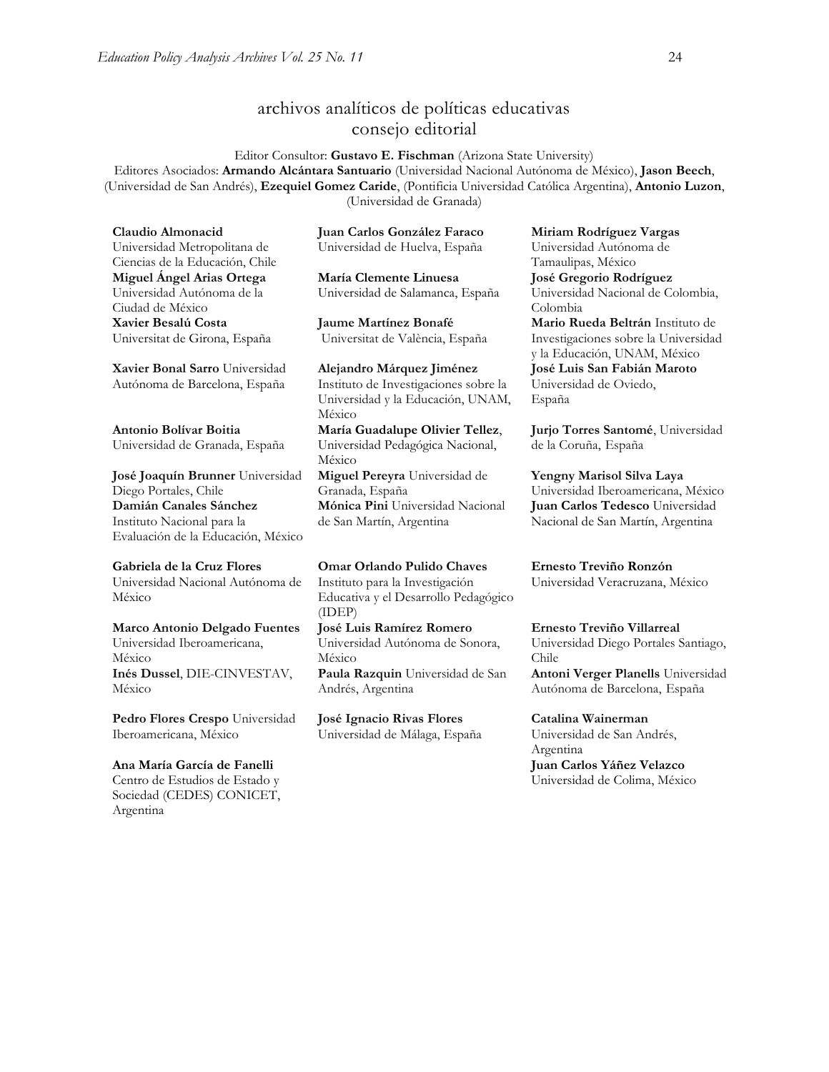# archivos analíticos de políticas educativas consejo editorial

Editor Consultor: **Gustavo E. Fischman** (Arizona State University)
Editores Asociados: **Armando Alcántara Santuario** (Universidad Nacional Autónoma de México), **Jason Beech**, (Universidad de San Andrés), **Ezequiel Gomez Caride**, (Pontificia Universidad Católica Argentina), **Antonio Luzon**, (Universidad de Granada)

**Claudio Almonacid** Universidad Metropolitana de Ciencias de la Educación, Chile

**Miguel Ángel Arias Ortega** Universidad Autónoma de la Ciudad de México

**Xavier Besalú Costa** Universitat de Girona, España

**Xavier Bonal Sarro** Universidad Autónoma de Barcelona, España

**Antonio Bolívar Boitia** Universidad de Granada, España

**José Joaquín Brunner** Universidad Diego Portales, Chile

**Damián Canales Sánchez** Instituto Nacional para la Evaluación de la Educación, México

**Gabriela de la Cruz Flores** Universidad Nacional Autónoma de México

**Marco Antonio Delgado Fuentes** Universidad Iberoamericana, México

**Inés Dussel**, DIE-CINVESTAV, México

**Pedro Flores Crespo** Universidad Iberoamericana, México

**Ana María García de Fanelli** Centro de Estudios de Estado y Sociedad (CEDES) CONICET, Argentina

**Juan Carlos González Faraco** Universidad de Huelva, España

**María Clemente Linuesa** Universidad de Salamanca, España

**Jaume Martínez Bonafé** Universitat de València, España

**Alejandro Márquez Jiménez** Instituto de Investigaciones sobre la Universidad y la Educación, UNAM, México

**María Guadalupe Olivier Tellez**, Universidad Pedagógica Nacional, México

**Miguel Pereyra** Universidad de Granada, España

**Mónica Pini** Universidad Nacional de San Martín, Argentina

**Omar Orlando Pulido Chaves** Instituto para la Investigación Educativa y el Desarrollo Pedagógico (IDEP)

**José Luis Ramírez Romero** Universidad Autónoma de Sonora, México

**Paula Razquin** Universidad de San Andrés, Argentina

**José Ignacio Rivas Flores** Universidad de Málaga, España

**Miriam Rodríguez Vargas** Universidad Autónoma de Tamaulipas, México

**José Gregorio Rodríguez** Universidad Nacional de Colombia, Colombia

**Mario Rueda Beltrán** Instituto de Investigaciones sobre la Universidad y la Educación, UNAM, México

**José Luis San Fabián Maroto** Universidad de Oviedo, España

**Jurjo Torres Santomé**, Universidad de la Coruña, España

**Yengny Marisol Silva Laya** Universidad Iberoamericana, México

**Juan Carlos Tedesco** Universidad Nacional de San Martín, Argentina

**Ernesto Treviño Ronzón** Universidad Veracruzana, México

**Ernesto Treviño Villarreal** Universidad Diego Portales Santiago, Chile

**Antoni Verger Planells** Universidad Autónoma de Barcelona, España

**Catalina Wainerman** Universidad de San Andrés, Argentina

**Juan Carlos Yáñez Velazco** Universidad de Colima, México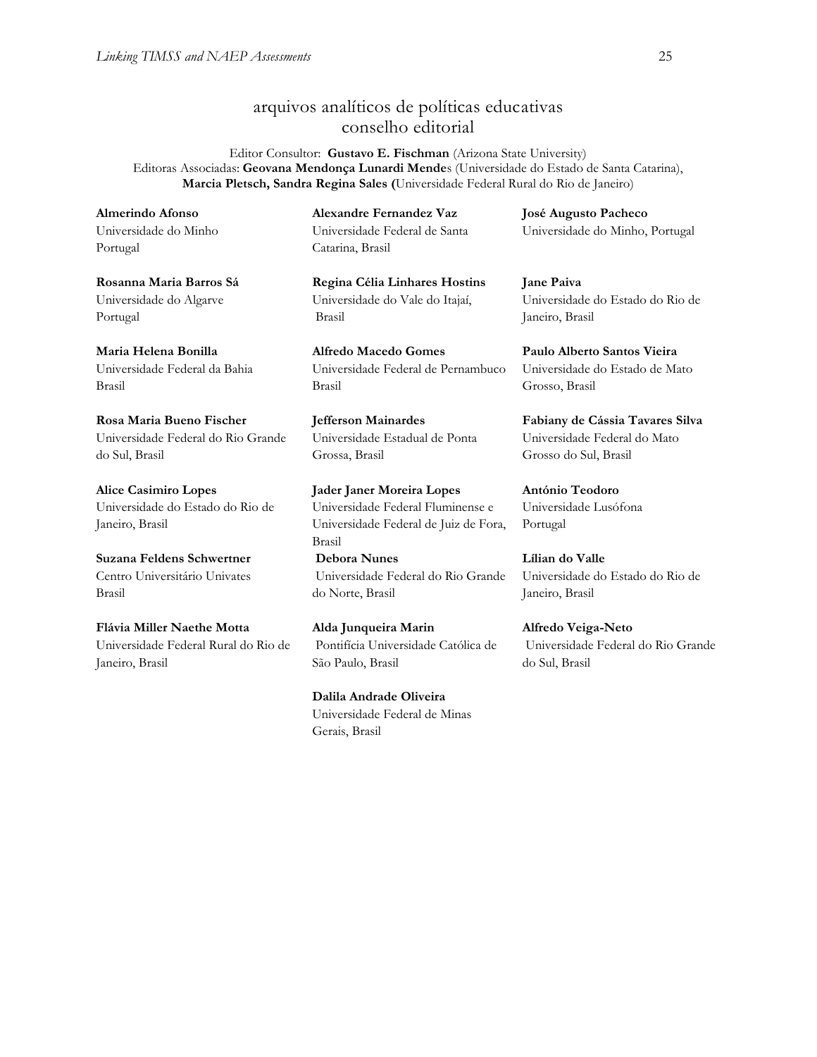## arquivos analíticos de políticas educativas
## conselho editorial

Editor Consultor: **Gustavo E. Fischman** (Arizona State University)
Editoras Associadas: **Geovana Mendonça Lunardi Mende**s (Universidade do Estado de Santa Catarina), **Marcia Pletsch, Sandra Regina Sales (**Universidade Federal Rural do Rio de Janeiro)

**Almerindo Afonso**
Universidade do Minho
Portugal

**Rosanna Maria Barros Sá**
Universidade do Algarve
Portugal

**Maria Helena Bonilla**
Universidade Federal da Bahia
Brasil

**Rosa Maria Bueno Fischer**
Universidade Federal do Rio Grande do Sul, Brasil

**Alice Casimiro Lopes**
Universidade do Estado do Rio de Janeiro, Brasil

**Suzana Feldens Schwertner**
Centro Universitário Univates
Brasil

**Flávia Miller Naethe Motta**
Universidade Federal Rural do Rio de Janeiro, Brasil

**Alexandre Fernandez Vaz**
Universidade Federal de Santa Catarina, Brasil

**Regina Célia Linhares Hostins**
Universidade do Vale do Itajaí, Brasil

**Alfredo Macedo Gomes**
Universidade Federal de Pernambuco
Brasil

**Jefferson Mainardes**
Universidade Estadual de Ponta Grossa, Brasil

**Jader Janer Moreira Lopes**
Universidade Federal Fluminense e Universidade Federal de Juiz de Fora, Brasil

**Debora Nunes**
Universidade Federal do Rio Grande do Norte, Brasil

**Alda Junqueira Marin**
Pontifícia Universidade Católica de São Paulo, Brasil

**Dalila Andrade Oliveira**
Universidade Federal de Minas Gerais, Brasil

**José Augusto Pacheco**
Universidade do Minho, Portugal

**Jane Paiva**
Universidade do Estado do Rio de Janeiro, Brasil

**Paulo Alberto Santos Vieira**
Universidade do Estado de Mato Grosso, Brasil

**Fabiany de Cássia Tavares Silva**
Universidade Federal do Mato Grosso do Sul, Brasil

**António Teodoro**
Universidade Lusófona
Portugal

**Lílian do Valle**
Universidade do Estado do Rio de Janeiro, Brasil

**Alfredo Veiga-Neto**
Universidade Federal do Rio Grande do Sul, Brasil